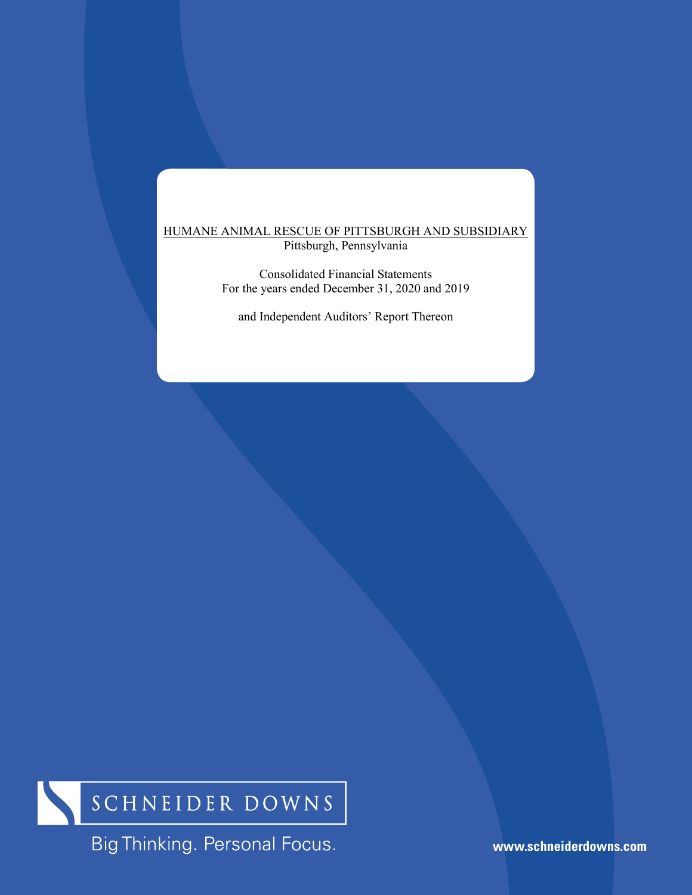HUMANE ANIMAL RESCUE OF PITTSBURGH AND SUBSIDIARY

Pittsburgh, Pennsylvania

Consolidated Financial Statements

For the years ended December 31, 2020 and 2019

and Independent Auditors' Report Thereon

SCHNEIDER DOWNS

Big Thinking. Personal Focus.

www.schneiderdowns.com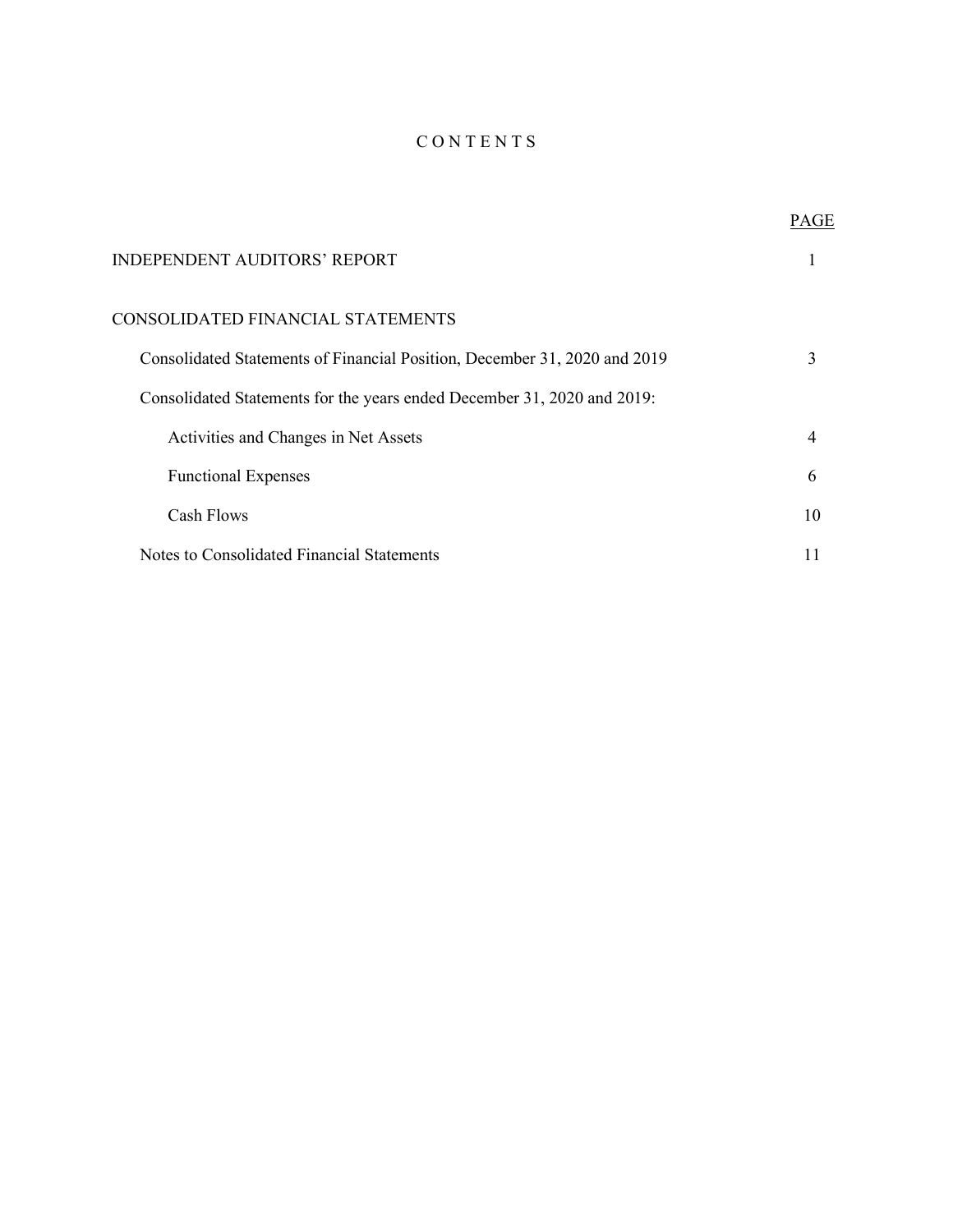# C O N T E N T S

| | PAGE |
|---|---|
| INDEPENDENT AUDITORS' REPORT | 1 |
| CONSOLIDATED FINANCIAL STATEMENTS | |
| Consolidated Statements of Financial Position, December 31, 2020 and 2019 | 3 |
| Consolidated Statements for the years ended December 31, 2020 and 2019: | |
| Activities and Changes in Net Assets | 4 |
| Functional Expenses | 6 |
| Cash Flows | 10 |
| Notes to Consolidated Financial Statements | 11 |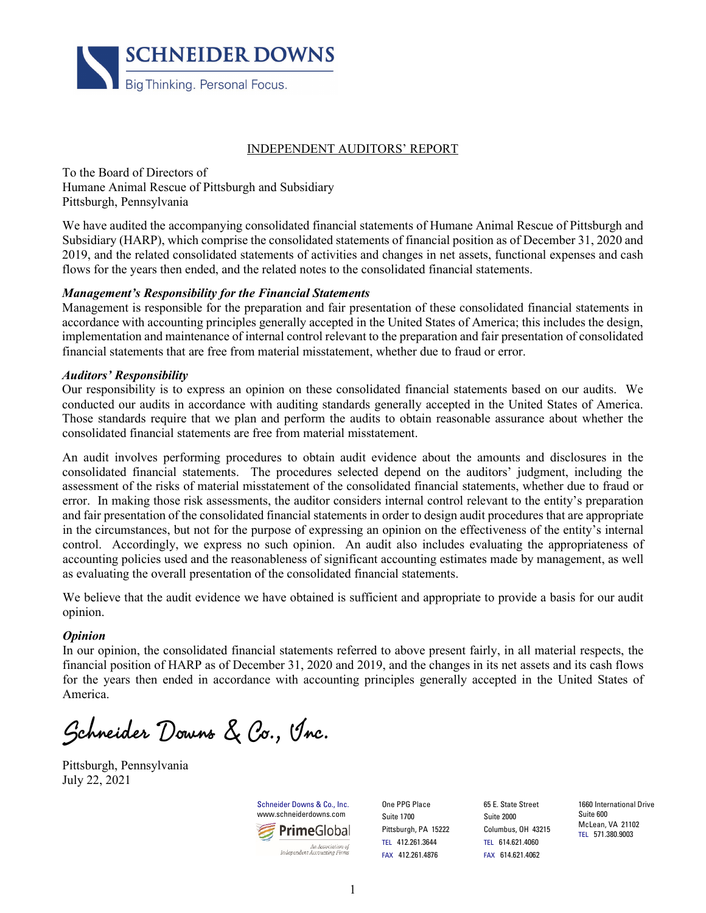SCHNEIDER DOWNS

Big Thinking. Personal Focus.

# INDEPENDENT AUDITORS' REPORT

To the Board of Directors of
Humane Animal Rescue of Pittsburgh and Subsidiary
Pittsburgh, Pennsylvania

We have audited the accompanying consolidated financial statements of Humane Animal Rescue of Pittsburgh and Subsidiary (HARP), which comprise the consolidated statements of financial position as of December 31, 2020 and 2019, and the related consolidated statements of activities and changes in net assets, functional expenses and cash flows for the years then ended, and the related notes to the consolidated financial statements.

***Management's Responsibility for the Financial Statements***

Management is responsible for the preparation and fair presentation of these consolidated financial statements in accordance with accounting principles generally accepted in the United States of America; this includes the design, implementation and maintenance of internal control relevant to the preparation and fair presentation of consolidated financial statements that are free from material misstatement, whether due to fraud or error.

***Auditors' Responsibility***

Our responsibility is to express an opinion on these consolidated financial statements based on our audits. We conducted our audits in accordance with auditing standards generally accepted in the United States of America. Those standards require that we plan and perform the audits to obtain reasonable assurance about whether the consolidated financial statements are free from material misstatement.

An audit involves performing procedures to obtain audit evidence about the amounts and disclosures in the consolidated financial statements. The procedures selected depend on the auditors' judgment, including the assessment of the risks of material misstatement of the consolidated financial statements, whether due to fraud or error. In making those risk assessments, the auditor considers internal control relevant to the entity's preparation and fair presentation of the consolidated financial statements in order to design audit procedures that are appropriate in the circumstances, but not for the purpose of expressing an opinion on the effectiveness of the entity's internal control. Accordingly, we express no such opinion. An audit also includes evaluating the appropriateness of accounting policies used and the reasonableness of significant accounting estimates made by management, as well as evaluating the overall presentation of the consolidated financial statements.

We believe that the audit evidence we have obtained is sufficient and appropriate to provide a basis for our audit opinion.

***Opinion***

In our opinion, the consolidated financial statements referred to above present fairly, in all material respects, the financial position of HARP as of December 31, 2020 and 2019, and the changes in its net assets and its cash flows for the years then ended in accordance with accounting principles generally accepted in the United States of America.

Schneider Downs & Co., Inc.

Pittsburgh, Pennsylvania
July 22, 2021

Schneider Downs & Co., Inc.
www.schneiderdowns.com
PrimeGlobal
An Association of Independent Accounting Firms

One PPG Place
Suite 1700
Pittsburgh, PA 15222
TEL 412.261.3644
FAX 412.261.4876

65 E. State Street
Suite 2000
Columbus, OH 43215
TEL 614.621.4060
FAX 614.621.4062

1660 International Drive
Suite 600
McLean, VA 21102
TEL 571.380.9003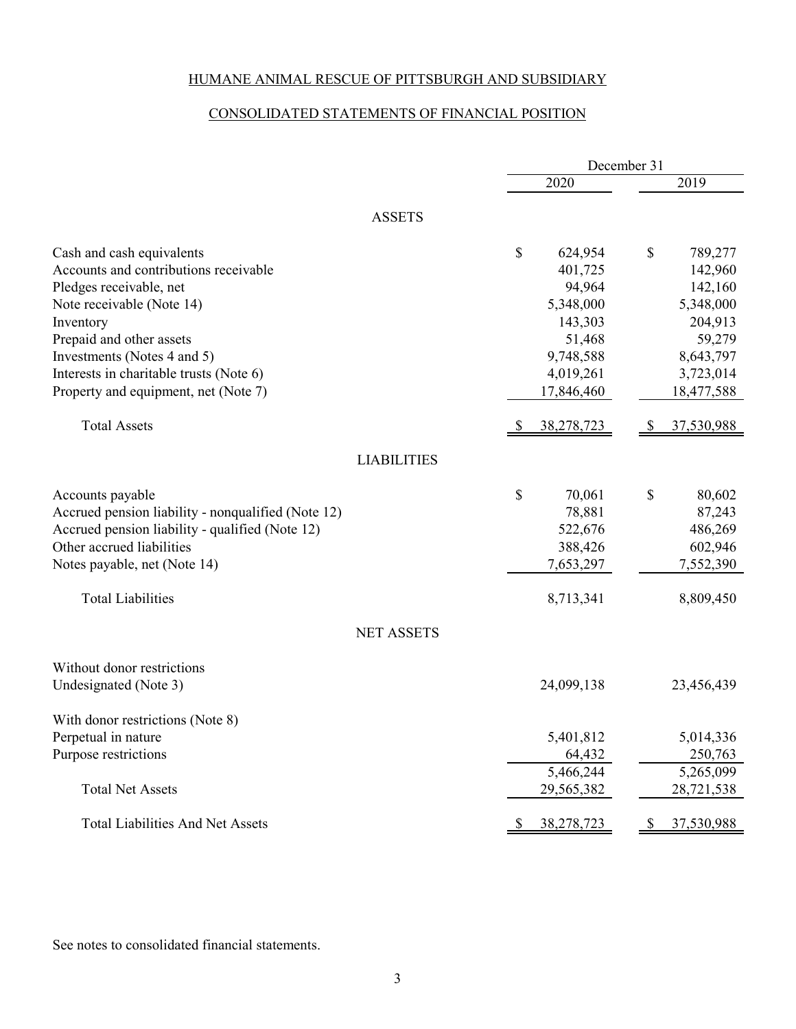# HUMANE ANIMAL RESCUE OF PITTSBURGH AND SUBSIDIARY

## CONSOLIDATED STATEMENTS OF FINANCIAL POSITION

| | December 31 | |
|---|---|---|
| | 2020 | 2019 |
| **ASSETS** | | |
| Cash and cash equivalents | $ 624,954 | $ 789,277 |
| Accounts and contributions receivable | 401,725 | 142,960 |
| Pledges receivable, net | 94,964 | 142,160 |
| Note receivable (Note 14) | 5,348,000 | 5,348,000 |
| Inventory | 143,303 | 204,913 |
| Prepaid and other assets | 51,468 | 59,279 |
| Investments (Notes 4 and 5) | 9,748,588 | 8,643,797 |
| Interests in charitable trusts (Note 6) | 4,019,261 | 3,723,014 |
| Property and equipment, net (Note 7) | 17,846,460 | 18,477,588 |
| Total Assets | $ 38,278,723 | $ 37,530,988 |
| **LIABILITIES** | | |
| Accounts payable | $ 70,061 | $ 80,602 |
| Accrued pension liability - nonqualified (Note 12) | 78,881 | 87,243 |
| Accrued pension liability - qualified (Note 12) | 522,676 | 486,269 |
| Other accrued liabilities | 388,426 | 602,946 |
| Notes payable, net (Note 14) | 7,653,297 | 7,552,390 |
| Total Liabilities | 8,713,341 | 8,809,450 |
| **NET ASSETS** | | |
| Without donor restrictions | | |
| Undesignated (Note 3) | 24,099,138 | 23,456,439 |
| With donor restrictions (Note 8) | | |
| Perpetual in nature | 5,401,812 | 5,014,336 |
| Purpose restrictions | 64,432 | 250,763 |
| | 5,466,244 | 5,265,099 |
| Total Net Assets | 29,565,382 | 28,721,538 |
| Total Liabilities And Net Assets | $ 38,278,723 | $ 37,530,988 |

See notes to consolidated financial statements.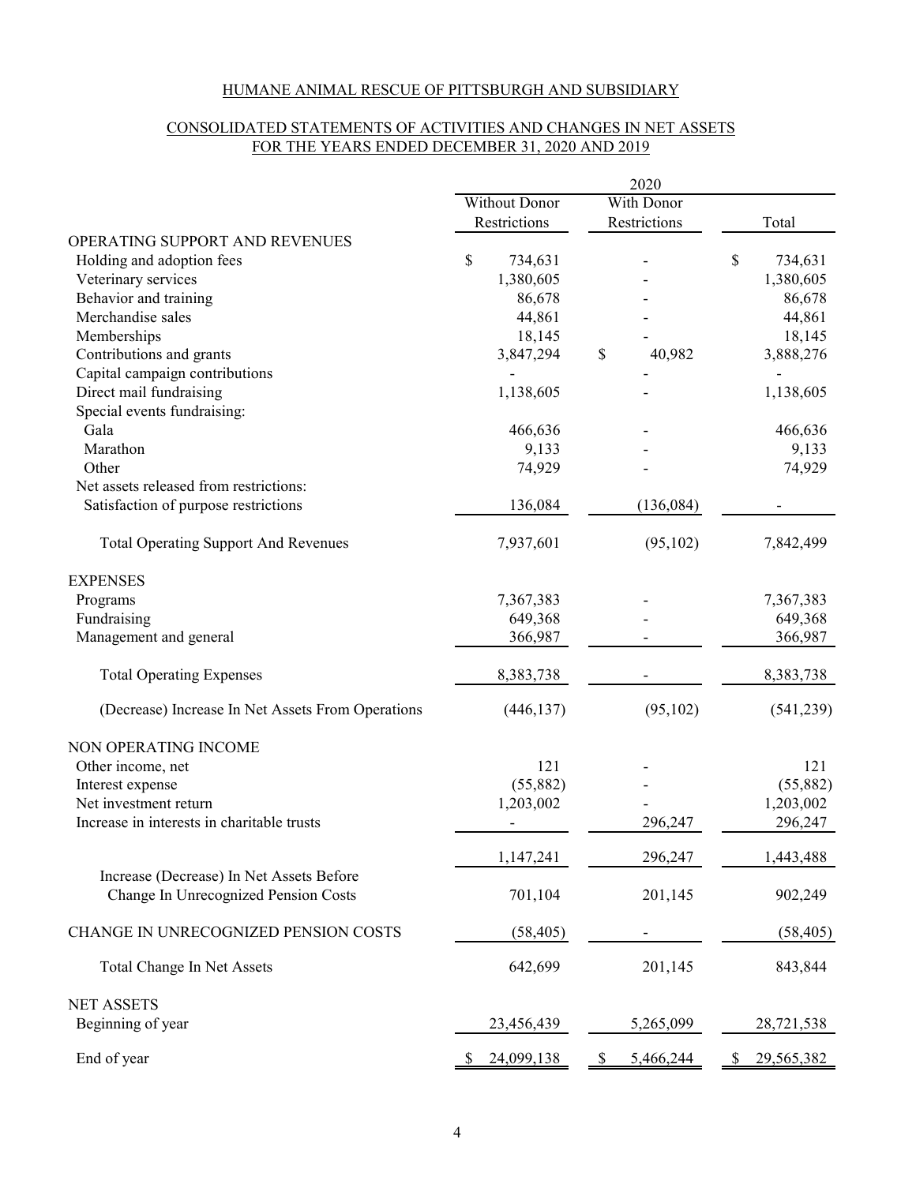HUMANE ANIMAL RESCUE OF PITTSBURGH AND SUBSIDIARY

CONSOLIDATED STATEMENTS OF ACTIVITIES AND CHANGES IN NET ASSETS
FOR THE YEARS ENDED DECEMBER 31, 2020 AND 2019

| | 2020 | | |
|---|---|---|---|
| | Without Donor Restrictions | With Donor Restrictions | Total |
| OPERATING SUPPORT AND REVENUES | | | |
| Holding and adoption fees | $ 734,631 | - | $ 734,631 |
| Veterinary services | 1,380,605 | - | 1,380,605 |
| Behavior and training | 86,678 | - | 86,678 |
| Merchandise sales | 44,861 | - | 44,861 |
| Memberships | 18,145 | - | 18,145 |
| Contributions and grants | 3,847,294 | $ 40,982 | 3,888,276 |
| Capital campaign contributions | - | - | - |
| Direct mail fundraising | 1,138,605 | - | 1,138,605 |
| Special events fundraising: | | | |
| Gala | 466,636 | - | 466,636 |
| Marathon | 9,133 | - | 9,133 |
| Other | 74,929 | - | 74,929 |
| Net assets released from restrictions: | | | |
| Satisfaction of purpose restrictions | 136,084 | (136,084) | - |
| Total Operating Support And Revenues | 7,937,601 | (95,102) | 7,842,499 |
| EXPENSES | | | |
| Programs | 7,367,383 | - | 7,367,383 |
| Fundraising | 649,368 | - | 649,368 |
| Management and general | 366,987 | - | 366,987 |
| Total Operating Expenses | 8,383,738 | - | 8,383,738 |
| (Decrease) Increase In Net Assets From Operations | (446,137) | (95,102) | (541,239) |
| NON OPERATING INCOME | | | |
| Other income, net | 121 | - | 121 |
| Interest expense | (55,882) | - | (55,882) |
| Net investment return | 1,203,002 | - | 1,203,002 |
| Increase in interests in charitable trusts | - | 296,247 | 296,247 |
| | 1,147,241 | 296,247 | 1,443,488 |
| Increase (Decrease) In Net Assets Before Change In Unrecognized Pension Costs | 701,104 | 201,145 | 902,249 |
| CHANGE IN UNRECOGNIZED PENSION COSTS | (58,405) | - | (58,405) |
| Total Change In Net Assets | 642,699 | 201,145 | 843,844 |
| NET ASSETS | | | |
| Beginning of year | 23,456,439 | 5,265,099 | 28,721,538 |
| End of year | $ 24,099,138 | $ 5,466,244 | $ 29,565,382 |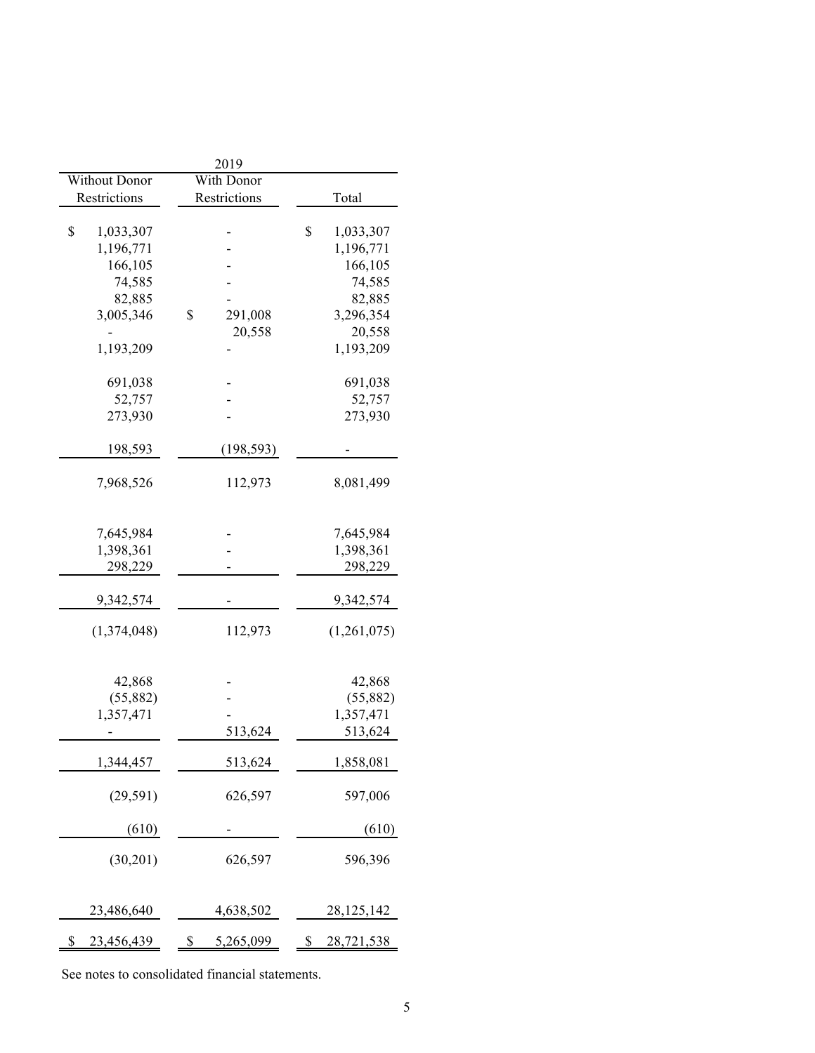| 2019 | | |
|---|---|---|
| Without Donor Restrictions | With Donor Restrictions | Total |
| $ 1,033,307 | - | $ 1,033,307 |
| 1,196,771 | - | 1,196,771 |
| 166,105 | - | 166,105 |
| 74,585 | - | 74,585 |
| 82,885 | - | 82,885 |
| 3,005,346 | $ 291,008 | 3,296,354 |
| - | 20,558 | 20,558 |
| 1,193,209 | - | 1,193,209 |
| | | |
| 691,038 | - | 691,038 |
| 52,757 | - | 52,757 |
| 273,930 | - | 273,930 |
| | | |
| 198,593 | (198,593) | - |
| | | |
| 7,968,526 | 112,973 | 8,081,499 |
| | | |
| 7,645,984 | - | 7,645,984 |
| 1,398,361 | - | 1,398,361 |
| 298,229 | - | 298,229 |
| | | |
| 9,342,574 | - | 9,342,574 |
| | | |
| (1,374,048) | 112,973 | (1,261,075) |
| | | |
| 42,868 | - | 42,868 |
| (55,882) | - | (55,882) |
| 1,357,471 | - | 1,357,471 |
| - | 513,624 | 513,624 |
| | | |
| 1,344,457 | 513,624 | 1,858,081 |
| | | |
| (29,591) | 626,597 | 597,006 |
| | | |
| (610) | - | (610) |
| | | |
| (30,201) | 626,597 | 596,396 |
| | | |
| 23,486,640 | 4,638,502 | 28,125,142 |
| | | |
| $ 23,456,439 | $ 5,265,099 | $ 28,721,538 |

See notes to consolidated financial statements.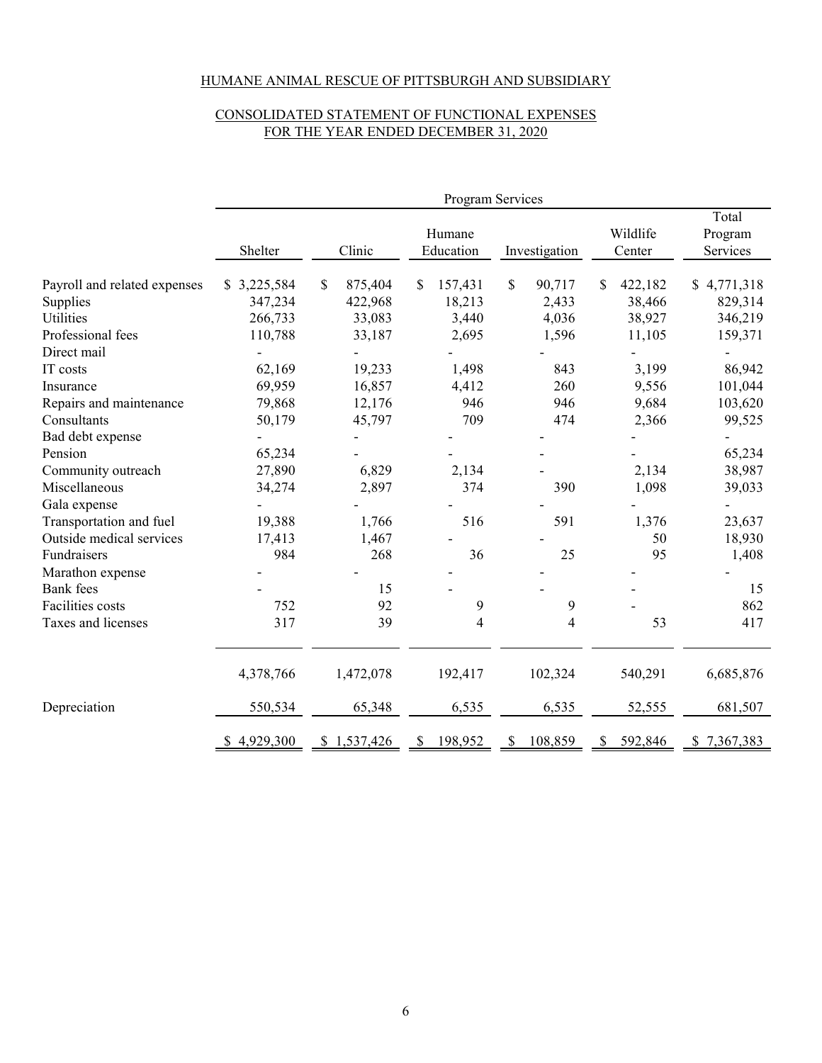HUMANE ANIMAL RESCUE OF PITTSBURGH AND SUBSIDIARY

CONSOLIDATED STATEMENT OF FUNCTIONAL EXPENSES
FOR THE YEAR ENDED DECEMBER 31, 2020

| | Program Services | | | | | |
|---|---|---|---|---|---|---|
| | Shelter | Clinic | Humane Education | Investigation | Wildlife Center | Total Program Services |
| Payroll and related expenses | $ 3,225,584 | $ 875,404 | $ 157,431 | $ 90,717 | $ 422,182 | $ 4,771,318 |
| Supplies | 347,234 | 422,968 | 18,213 | 2,433 | 38,466 | 829,314 |
| Utilities | 266,733 | 33,083 | 3,440 | 4,036 | 38,927 | 346,219 |
| Professional fees | 110,788 | 33,187 | 2,695 | 1,596 | 11,105 | 159,371 |
| Direct mail | - | - | - | - | - | - |
| IT costs | 62,169 | 19,233 | 1,498 | 843 | 3,199 | 86,942 |
| Insurance | 69,959 | 16,857 | 4,412 | 260 | 9,556 | 101,044 |
| Repairs and maintenance | 79,868 | 12,176 | 946 | 946 | 9,684 | 103,620 |
| Consultants | 50,179 | 45,797 | 709 | 474 | 2,366 | 99,525 |
| Bad debt expense | - | - | - | - | - | - |
| Pension | 65,234 | - | - | - | - | 65,234 |
| Community outreach | 27,890 | 6,829 | 2,134 | - | 2,134 | 38,987 |
| Miscellaneous | 34,274 | 2,897 | 374 | 390 | 1,098 | 39,033 |
| Gala expense | - | - | - | - | - | - |
| Transportation and fuel | 19,388 | 1,766 | 516 | 591 | 1,376 | 23,637 |
| Outside medical services | 17,413 | 1,467 | - | - | 50 | 18,930 |
| Fundraisers | 984 | 268 | 36 | 25 | 95 | 1,408 |
| Marathon expense | - | - | - | - | - | - |
| Bank fees | - | 15 | - | - | - | 15 |
| Facilities costs | 752 | 92 | 9 | 9 | - | 862 |
| Taxes and licenses | 317 | 39 | 4 | 4 | 53 | 417 |
| | 4,378,766 | 1,472,078 | 192,417 | 102,324 | 540,291 | 6,685,876 |
| Depreciation | 550,534 | 65,348 | 6,535 | 6,535 | 52,555 | 681,507 |
| | $ 4,929,300 | $ 1,537,426 | $ 198,952 | $ 108,859 | $ 592,846 | $ 7,367,383 |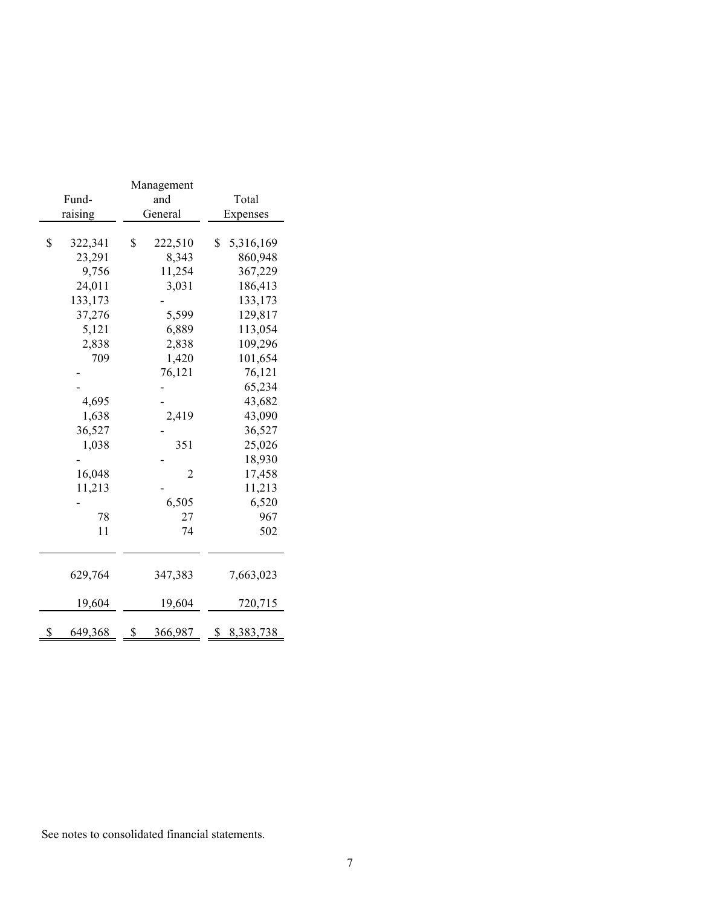| Fund-raising | Management and General | Total Expenses |
|---|---|---|
| $ 322,341 | $ 222,510 | $ 5,316,169 |
| 23,291 | 8,343 | 860,948 |
| 9,756 | 11,254 | 367,229 |
| 24,011 | 3,031 | 186,413 |
| 133,173 | - | 133,173 |
| 37,276 | 5,599 | 129,817 |
| 5,121 | 6,889 | 113,054 |
| 2,838 | 2,838 | 109,296 |
| 709 | 1,420 | 101,654 |
| - | 76,121 | 76,121 |
| - | - | 65,234 |
| 4,695 | - | 43,682 |
| 1,638 | 2,419 | 43,090 |
| 36,527 | - | 36,527 |
| 1,038 | 351 | 25,026 |
| - | - | 18,930 |
| 16,048 | 2 | 17,458 |
| 11,213 | - | 11,213 |
| - | 6,505 | 6,520 |
| 78 | 27 | 967 |
| 11 | 74 | 502 |
| 629,764 | 347,383 | 7,663,023 |
| 19,604 | 19,604 | 720,715 |
| $ 649,368 | $ 366,987 | $ 8,383,738 |

See notes to consolidated financial statements.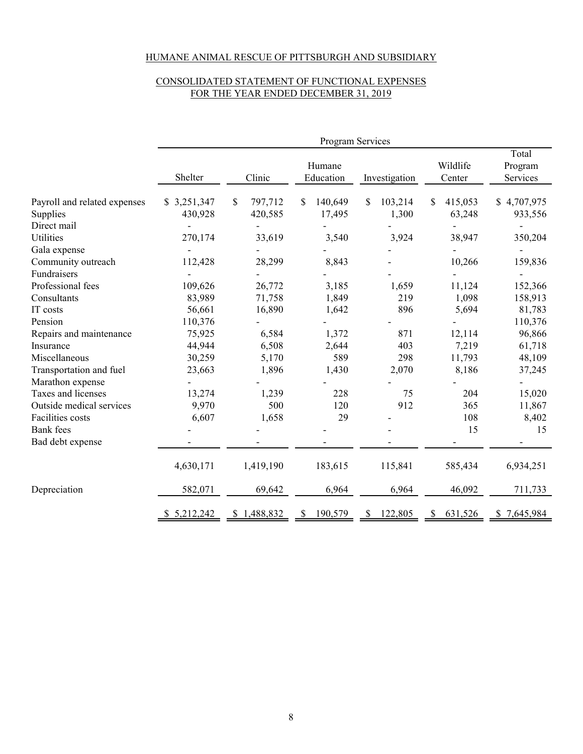HUMANE ANIMAL RESCUE OF PITTSBURGH AND SUBSIDIARY

CONSOLIDATED STATEMENT OF FUNCTIONAL EXPENSES
FOR THE YEAR ENDED DECEMBER 31, 2019

| | Program Services | | | | | |
|---|---|---|---|---|---|---|
| | Shelter | Clinic | Humane Education | Investigation | Wildlife Center | Total Program Services |
| Payroll and related expenses | $ 3,251,347 | $ 797,712 | $ 140,649 | $ 103,214 | $ 415,053 | $ 4,707,975 |
| Supplies | 430,928 | 420,585 | 17,495 | 1,300 | 63,248 | 933,556 |
| Direct mail | - | - | - | - | - | - |
| Utilities | 270,174 | 33,619 | 3,540 | 3,924 | 38,947 | 350,204 |
| Gala expense | - | - | - | - | - | - |
| Community outreach | 112,428 | 28,299 | 8,843 | - | 10,266 | 159,836 |
| Fundraisers | - | - | - | - | - | - |
| Professional fees | 109,626 | 26,772 | 3,185 | 1,659 | 11,124 | 152,366 |
| Consultants | 83,989 | 71,758 | 1,849 | 219 | 1,098 | 158,913 |
| IT costs | 56,661 | 16,890 | 1,642 | 896 | 5,694 | 81,783 |
| Pension | 110,376 | - | - | - | - | 110,376 |
| Repairs and maintenance | 75,925 | 6,584 | 1,372 | 871 | 12,114 | 96,866 |
| Insurance | 44,944 | 6,508 | 2,644 | 403 | 7,219 | 61,718 |
| Miscellaneous | 30,259 | 5,170 | 589 | 298 | 11,793 | 48,109 |
| Transportation and fuel | 23,663 | 1,896 | 1,430 | 2,070 | 8,186 | 37,245 |
| Marathon expense | - | - | - | - | - | - |
| Taxes and licenses | 13,274 | 1,239 | 228 | 75 | 204 | 15,020 |
| Outside medical services | 9,970 | 500 | 120 | 912 | 365 | 11,867 |
| Facilities costs | 6,607 | 1,658 | 29 | - | 108 | 8,402 |
| Bank fees | - | - | - | - | 15 | 15 |
| Bad debt expense | - | - | - | - | - | - |
| | 4,630,171 | 1,419,190 | 183,615 | 115,841 | 585,434 | 6,934,251 |
| Depreciation | 582,071 | 69,642 | 6,964 | 6,964 | 46,092 | 711,733 |
| | $ 5,212,242 | $ 1,488,832 | $ 190,579 | $ 122,805 | $ 631,526 | $ 7,645,984 |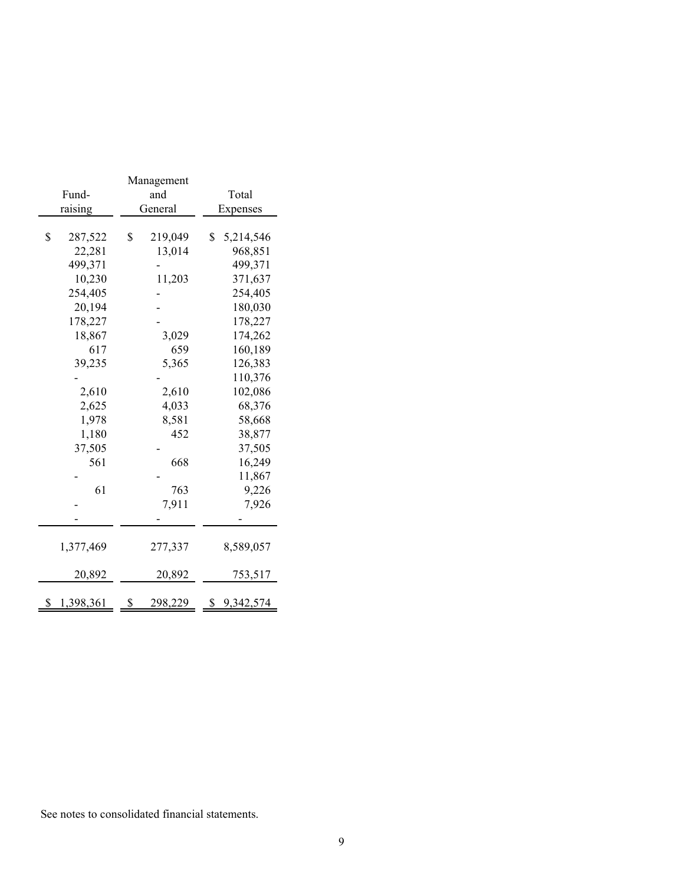| Fund-raising | Management and General | Total Expenses |
|---|---|---|
| $ 287,522 | $ 219,049 | $ 5,214,546 |
| 22,281 | 13,014 | 968,851 |
| 499,371 | - | 499,371 |
| 10,230 | 11,203 | 371,637 |
| 254,405 | - | 254,405 |
| 20,194 | - | 180,030 |
| 178,227 | - | 178,227 |
| 18,867 | 3,029 | 174,262 |
| 617 | 659 | 160,189 |
| 39,235 | 5,365 | 126,383 |
| - | - | 110,376 |
| 2,610 | 2,610 | 102,086 |
| 2,625 | 4,033 | 68,376 |
| 1,978 | 8,581 | 58,668 |
| 1,180 | 452 | 38,877 |
| 37,505 | - | 37,505 |
| 561 | 668 | 16,249 |
| - | - | 11,867 |
| 61 | 763 | 9,226 |
| - | 7,911 | 7,926 |
| - | - | - |
| 1,377,469 | 277,337 | 8,589,057 |
| 20,892 | 20,892 | 753,517 |
| $ 1,398,361 | $ 298,229 | $ 9,342,574 |

See notes to consolidated financial statements.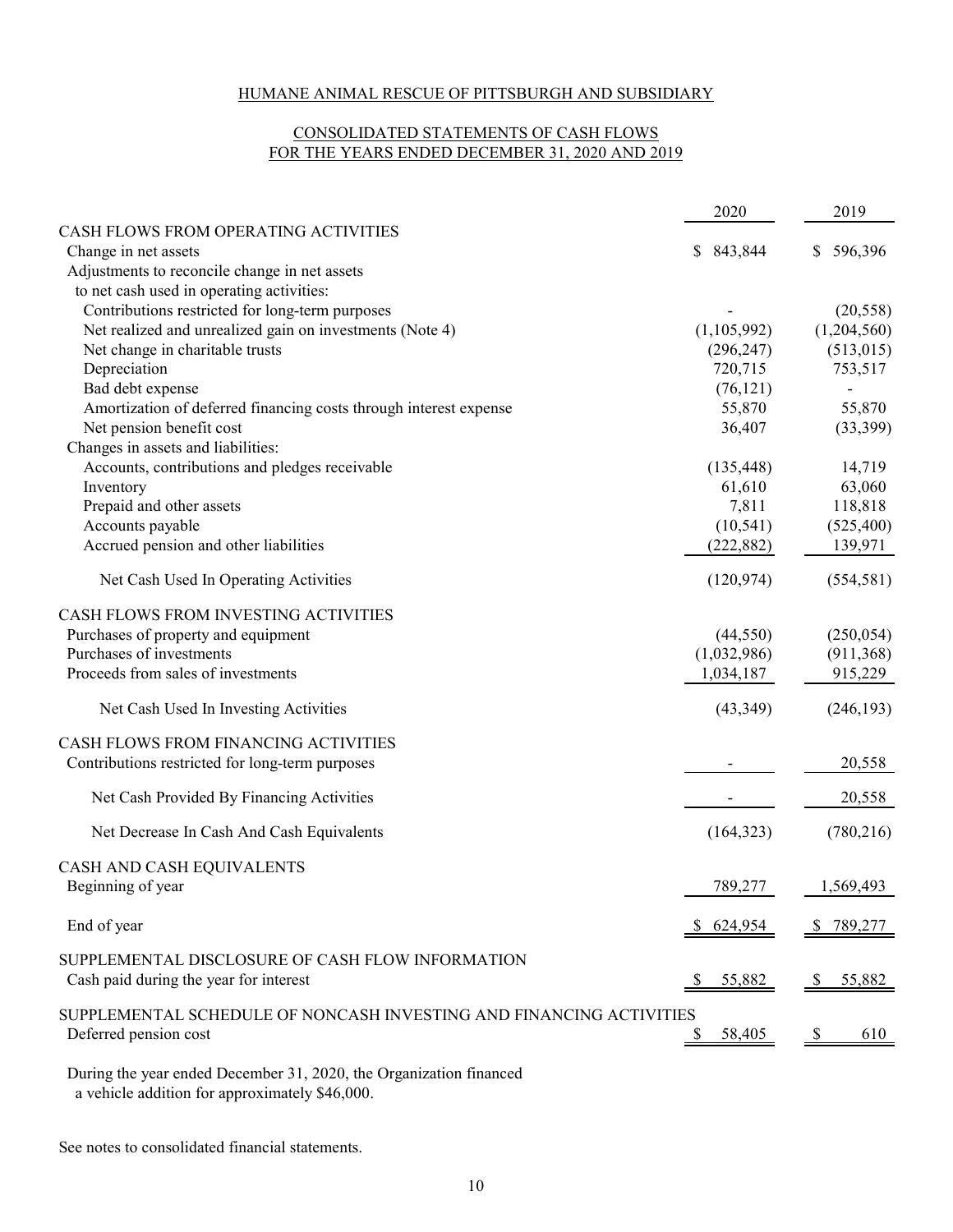# HUMANE ANIMAL RESCUE OF PITTSBURGH AND SUBSIDIARY

## CONSOLIDATED STATEMENTS OF CASH FLOWS
## FOR THE YEARS ENDED DECEMBER 31, 2020 AND 2019

| | 2020 | 2019 |
|---|---|---|
| CASH FLOWS FROM OPERATING ACTIVITIES | | |
| Change in net assets | $ 843,844 | $ 596,396 |
| Adjustments to reconcile change in net assets to net cash used in operating activities: | | |
| Contributions restricted for long-term purposes | - | (20,558) |
| Net realized and unrealized gain on investments (Note 4) | (1,105,992) | (1,204,560) |
| Net change in charitable trusts | (296,247) | (513,015) |
| Depreciation | 720,715 | 753,517 |
| Bad debt expense | (76,121) | - |
| Amortization of deferred financing costs through interest expense | 55,870 | 55,870 |
| Net pension benefit cost | 36,407 | (33,399) |
| Changes in assets and liabilities: | | |
| Accounts, contributions and pledges receivable | (135,448) | 14,719 |
| Inventory | 61,610 | 63,060 |
| Prepaid and other assets | 7,811 | 118,818 |
| Accounts payable | (10,541) | (525,400) |
| Accrued pension and other liabilities | (222,882) | 139,971 |
| Net Cash Used In Operating Activities | (120,974) | (554,581) |
| CASH FLOWS FROM INVESTING ACTIVITIES | | |
| Purchases of property and equipment | (44,550) | (250,054) |
| Purchases of investments | (1,032,986) | (911,368) |
| Proceeds from sales of investments | 1,034,187 | 915,229 |
| Net Cash Used In Investing Activities | (43,349) | (246,193) |
| CASH FLOWS FROM FINANCING ACTIVITIES | | |
| Contributions restricted for long-term purposes | - | 20,558 |
| Net Cash Provided By Financing Activities | - | 20,558 |
| Net Decrease In Cash And Cash Equivalents | (164,323) | (780,216) |
| CASH AND CASH EQUIVALENTS | | |
| Beginning of year | 789,277 | 1,569,493 |
| End of year | $ 624,954 | $ 789,277 |
| SUPPLEMENTAL DISCLOSURE OF CASH FLOW INFORMATION | | |
| Cash paid during the year for interest | $ 55,882 | $ 55,882 |
| SUPPLEMENTAL SCHEDULE OF NONCASH INVESTING AND FINANCING ACTIVITIES | | |
| Deferred pension cost | $ 58,405 | $ 610 |

During the year ended December 31, 2020, the Organization financed a vehicle addition for approximately $46,000.

See notes to consolidated financial statements.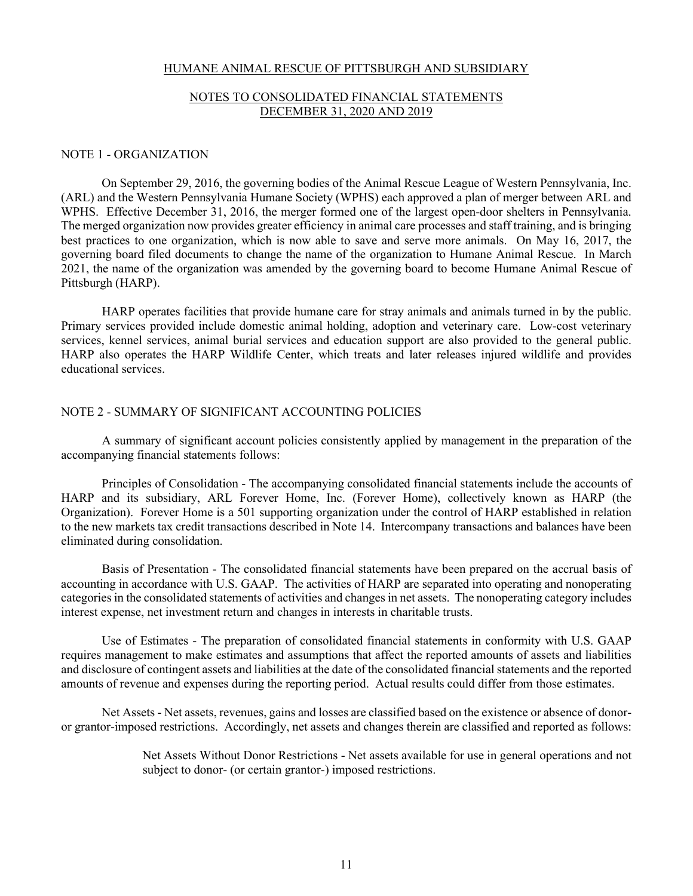HUMANE ANIMAL RESCUE OF PITTSBURGH AND SUBSIDIARY

NOTES TO CONSOLIDATED FINANCIAL STATEMENTS
DECEMBER 31, 2020 AND 2019

## NOTE 1 - ORGANIZATION

On September 29, 2016, the governing bodies of the Animal Rescue League of Western Pennsylvania, Inc. (ARL) and the Western Pennsylvania Humane Society (WPHS) each approved a plan of merger between ARL and WPHS. Effective December 31, 2016, the merger formed one of the largest open-door shelters in Pennsylvania. The merged organization now provides greater efficiency in animal care processes and staff training, and is bringing best practices to one organization, which is now able to save and serve more animals. On May 16, 2017, the governing board filed documents to change the name of the organization to Humane Animal Rescue. In March 2021, the name of the organization was amended by the governing board to become Humane Animal Rescue of Pittsburgh (HARP).

HARP operates facilities that provide humane care for stray animals and animals turned in by the public. Primary services provided include domestic animal holding, adoption and veterinary care. Low-cost veterinary services, kennel services, animal burial services and education support are also provided to the general public. HARP also operates the HARP Wildlife Center, which treats and later releases injured wildlife and provides educational services.

## NOTE 2 - SUMMARY OF SIGNIFICANT ACCOUNTING POLICIES

A summary of significant account policies consistently applied by management in the preparation of the accompanying financial statements follows:

Principles of Consolidation - The accompanying consolidated financial statements include the accounts of HARP and its subsidiary, ARL Forever Home, Inc. (Forever Home), collectively known as HARP (the Organization). Forever Home is a 501 supporting organization under the control of HARP established in relation to the new markets tax credit transactions described in Note 14. Intercompany transactions and balances have been eliminated during consolidation.

Basis of Presentation - The consolidated financial statements have been prepared on the accrual basis of accounting in accordance with U.S. GAAP. The activities of HARP are separated into operating and nonoperating categories in the consolidated statements of activities and changes in net assets. The nonoperating category includes interest expense, net investment return and changes in interests in charitable trusts.

Use of Estimates - The preparation of consolidated financial statements in conformity with U.S. GAAP requires management to make estimates and assumptions that affect the reported amounts of assets and liabilities and disclosure of contingent assets and liabilities at the date of the consolidated financial statements and the reported amounts of revenue and expenses during the reporting period. Actual results could differ from those estimates.

Net Assets - Net assets, revenues, gains and losses are classified based on the existence or absence of donor- or grantor-imposed restrictions. Accordingly, net assets and changes therein are classified and reported as follows:

> Net Assets Without Donor Restrictions - Net assets available for use in general operations and not subject to donor- (or certain grantor-) imposed restrictions.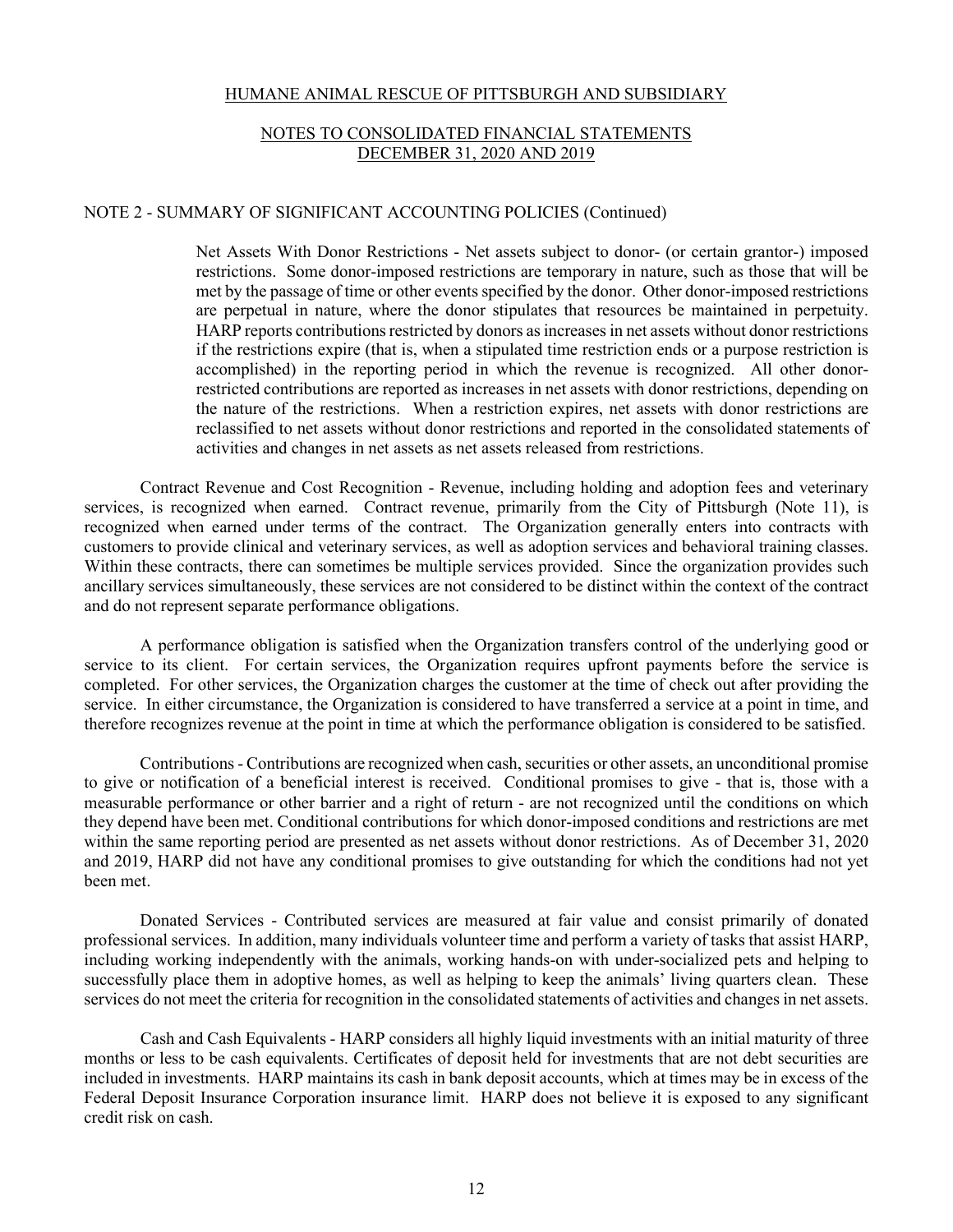## NOTE 2 - SUMMARY OF SIGNIFICANT ACCOUNTING POLICIES (Continued)

Net Assets With Donor Restrictions - Net assets subject to donor- (or certain grantor-) imposed restrictions. Some donor-imposed restrictions are temporary in nature, such as those that will be met by the passage of time or other events specified by the donor. Other donor-imposed restrictions are perpetual in nature, where the donor stipulates that resources be maintained in perpetuity. HARP reports contributions restricted by donors as increases in net assets without donor restrictions if the restrictions expire (that is, when a stipulated time restriction ends or a purpose restriction is accomplished) in the reporting period in which the revenue is recognized. All other donor-restricted contributions are reported as increases in net assets with donor restrictions, depending on the nature of the restrictions. When a restriction expires, net assets with donor restrictions are reclassified to net assets without donor restrictions and reported in the consolidated statements of activities and changes in net assets as net assets released from restrictions.

Contract Revenue and Cost Recognition - Revenue, including holding and adoption fees and veterinary services, is recognized when earned. Contract revenue, primarily from the City of Pittsburgh (Note 11), is recognized when earned under terms of the contract. The Organization generally enters into contracts with customers to provide clinical and veterinary services, as well as adoption services and behavioral training classes. Within these contracts, there can sometimes be multiple services provided. Since the organization provides such ancillary services simultaneously, these services are not considered to be distinct within the context of the contract and do not represent separate performance obligations.

A performance obligation is satisfied when the Organization transfers control of the underlying good or service to its client. For certain services, the Organization requires upfront payments before the service is completed. For other services, the Organization charges the customer at the time of check out after providing the service. In either circumstance, the Organization is considered to have transferred a service at a point in time, and therefore recognizes revenue at the point in time at which the performance obligation is considered to be satisfied.

Contributions - Contributions are recognized when cash, securities or other assets, an unconditional promise to give or notification of a beneficial interest is received. Conditional promises to give - that is, those with a measurable performance or other barrier and a right of return - are not recognized until the conditions on which they depend have been met. Conditional contributions for which donor-imposed conditions and restrictions are met within the same reporting period are presented as net assets without donor restrictions. As of December 31, 2020 and 2019, HARP did not have any conditional promises to give outstanding for which the conditions had not yet been met.

Donated Services - Contributed services are measured at fair value and consist primarily of donated professional services. In addition, many individuals volunteer time and perform a variety of tasks that assist HARP, including working independently with the animals, working hands-on with under-socialized pets and helping to successfully place them in adoptive homes, as well as helping to keep the animals' living quarters clean. These services do not meet the criteria for recognition in the consolidated statements of activities and changes in net assets.

Cash and Cash Equivalents - HARP considers all highly liquid investments with an initial maturity of three months or less to be cash equivalents. Certificates of deposit held for investments that are not debt securities are included in investments. HARP maintains its cash in bank deposit accounts, which at times may be in excess of the Federal Deposit Insurance Corporation insurance limit. HARP does not believe it is exposed to any significant credit risk on cash.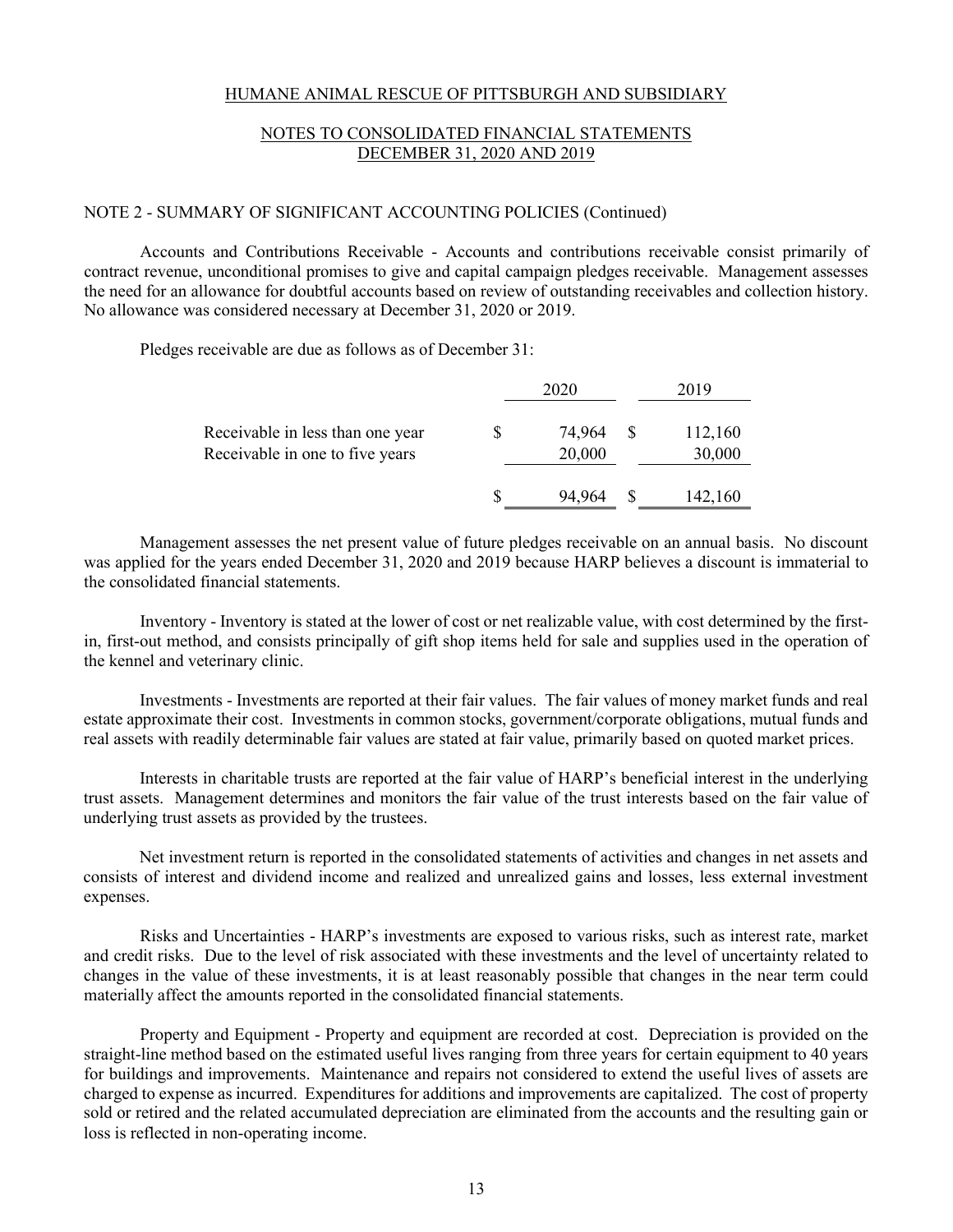HUMANE ANIMAL RESCUE OF PITTSBURGH AND SUBSIDIARY

NOTES TO CONSOLIDATED FINANCIAL STATEMENTS
DECEMBER 31, 2020 AND 2019

NOTE 2 - SUMMARY OF SIGNIFICANT ACCOUNTING POLICIES (Continued)

Accounts and Contributions Receivable - Accounts and contributions receivable consist primarily of contract revenue, unconditional promises to give and capital campaign pledges receivable. Management assesses the need for an allowance for doubtful accounts based on review of outstanding receivables and collection history. No allowance was considered necessary at December 31, 2020 or 2019.

Pledges receivable are due as follows as of December 31:

| | 2020 | 2019 |
|---|---|---|
| Receivable in less than one year | $ 74,964 | $ 112,160 |
| Receivable in one to five years | 20,000 | 30,000 |
| | $ 94,964 | $ 142,160 |

Management assesses the net present value of future pledges receivable on an annual basis. No discount was applied for the years ended December 31, 2020 and 2019 because HARP believes a discount is immaterial to the consolidated financial statements.

Inventory - Inventory is stated at the lower of cost or net realizable value, with cost determined by the first-in, first-out method, and consists principally of gift shop items held for sale and supplies used in the operation of the kennel and veterinary clinic.

Investments - Investments are reported at their fair values. The fair values of money market funds and real estate approximate their cost. Investments in common stocks, government/corporate obligations, mutual funds and real assets with readily determinable fair values are stated at fair value, primarily based on quoted market prices.

Interests in charitable trusts are reported at the fair value of HARP's beneficial interest in the underlying trust assets. Management determines and monitors the fair value of the trust interests based on the fair value of underlying trust assets as provided by the trustees.

Net investment return is reported in the consolidated statements of activities and changes in net assets and consists of interest and dividend income and realized and unrealized gains and losses, less external investment expenses.

Risks and Uncertainties - HARP's investments are exposed to various risks, such as interest rate, market and credit risks. Due to the level of risk associated with these investments and the level of uncertainty related to changes in the value of these investments, it is at least reasonably possible that changes in the near term could materially affect the amounts reported in the consolidated financial statements.

Property and Equipment - Property and equipment are recorded at cost. Depreciation is provided on the straight-line method based on the estimated useful lives ranging from three years for certain equipment to 40 years for buildings and improvements. Maintenance and repairs not considered to extend the useful lives of assets are charged to expense as incurred. Expenditures for additions and improvements are capitalized. The cost of property sold or retired and the related accumulated depreciation are eliminated from the accounts and the resulting gain or loss is reflected in non-operating income.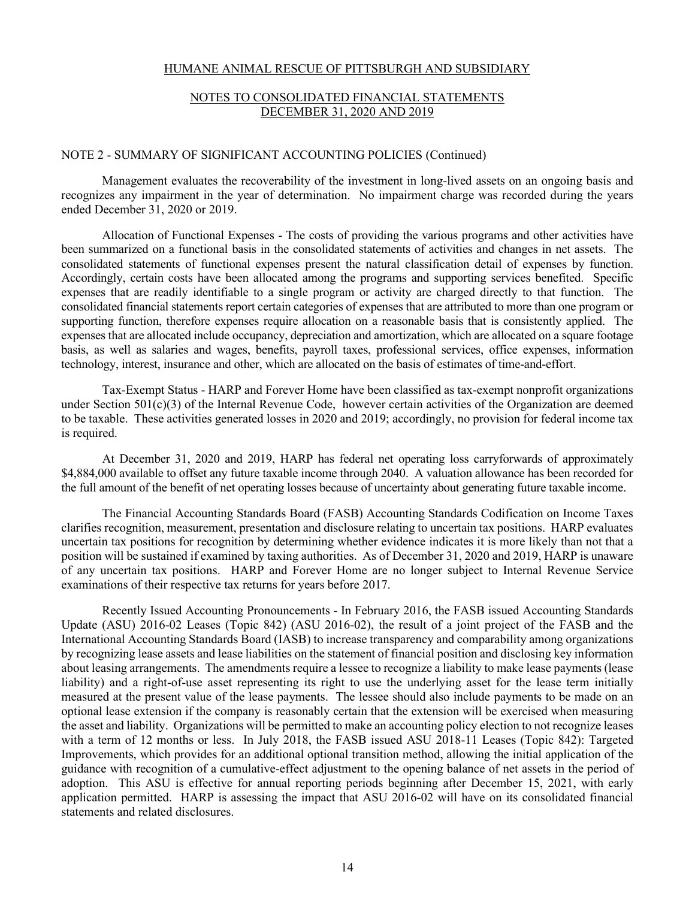HUMANE ANIMAL RESCUE OF PITTSBURGH AND SUBSIDIARY

NOTES TO CONSOLIDATED FINANCIAL STATEMENTS
DECEMBER 31, 2020 AND 2019

NOTE 2 - SUMMARY OF SIGNIFICANT ACCOUNTING POLICIES (Continued)

Management evaluates the recoverability of the investment in long-lived assets on an ongoing basis and recognizes any impairment in the year of determination. No impairment charge was recorded during the years ended December 31, 2020 or 2019.

Allocation of Functional Expenses - The costs of providing the various programs and other activities have been summarized on a functional basis in the consolidated statements of activities and changes in net assets. The consolidated statements of functional expenses present the natural classification detail of expenses by function. Accordingly, certain costs have been allocated among the programs and supporting services benefited. Specific expenses that are readily identifiable to a single program or activity are charged directly to that function. The consolidated financial statements report certain categories of expenses that are attributed to more than one program or supporting function, therefore expenses require allocation on a reasonable basis that is consistently applied. The expenses that are allocated include occupancy, depreciation and amortization, which are allocated on a square footage basis, as well as salaries and wages, benefits, payroll taxes, professional services, office expenses, information technology, interest, insurance and other, which are allocated on the basis of estimates of time-and-effort.

Tax-Exempt Status - HARP and Forever Home have been classified as tax-exempt nonprofit organizations under Section 501(c)(3) of the Internal Revenue Code, however certain activities of the Organization are deemed to be taxable. These activities generated losses in 2020 and 2019; accordingly, no provision for federal income tax is required.

At December 31, 2020 and 2019, HARP has federal net operating loss carryforwards of approximately \$4,884,000 available to offset any future taxable income through 2040. A valuation allowance has been recorded for the full amount of the benefit of net operating losses because of uncertainty about generating future taxable income.

The Financial Accounting Standards Board (FASB) Accounting Standards Codification on Income Taxes clarifies recognition, measurement, presentation and disclosure relating to uncertain tax positions. HARP evaluates uncertain tax positions for recognition by determining whether evidence indicates it is more likely than not that a position will be sustained if examined by taxing authorities. As of December 31, 2020 and 2019, HARP is unaware of any uncertain tax positions. HARP and Forever Home are no longer subject to Internal Revenue Service examinations of their respective tax returns for years before 2017.

Recently Issued Accounting Pronouncements - In February 2016, the FASB issued Accounting Standards Update (ASU) 2016-02 Leases (Topic 842) (ASU 2016-02), the result of a joint project of the FASB and the International Accounting Standards Board (IASB) to increase transparency and comparability among organizations by recognizing lease assets and lease liabilities on the statement of financial position and disclosing key information about leasing arrangements. The amendments require a lessee to recognize a liability to make lease payments (lease liability) and a right-of-use asset representing its right to use the underlying asset for the lease term initially measured at the present value of the lease payments. The lessee should also include payments to be made on an optional lease extension if the company is reasonably certain that the extension will be exercised when measuring the asset and liability. Organizations will be permitted to make an accounting policy election to not recognize leases with a term of 12 months or less. In July 2018, the FASB issued ASU 2018-11 Leases (Topic 842): Targeted Improvements, which provides for an additional optional transition method, allowing the initial application of the guidance with recognition of a cumulative-effect adjustment to the opening balance of net assets in the period of adoption. This ASU is effective for annual reporting periods beginning after December 15, 2021, with early application permitted. HARP is assessing the impact that ASU 2016-02 will have on its consolidated financial statements and related disclosures.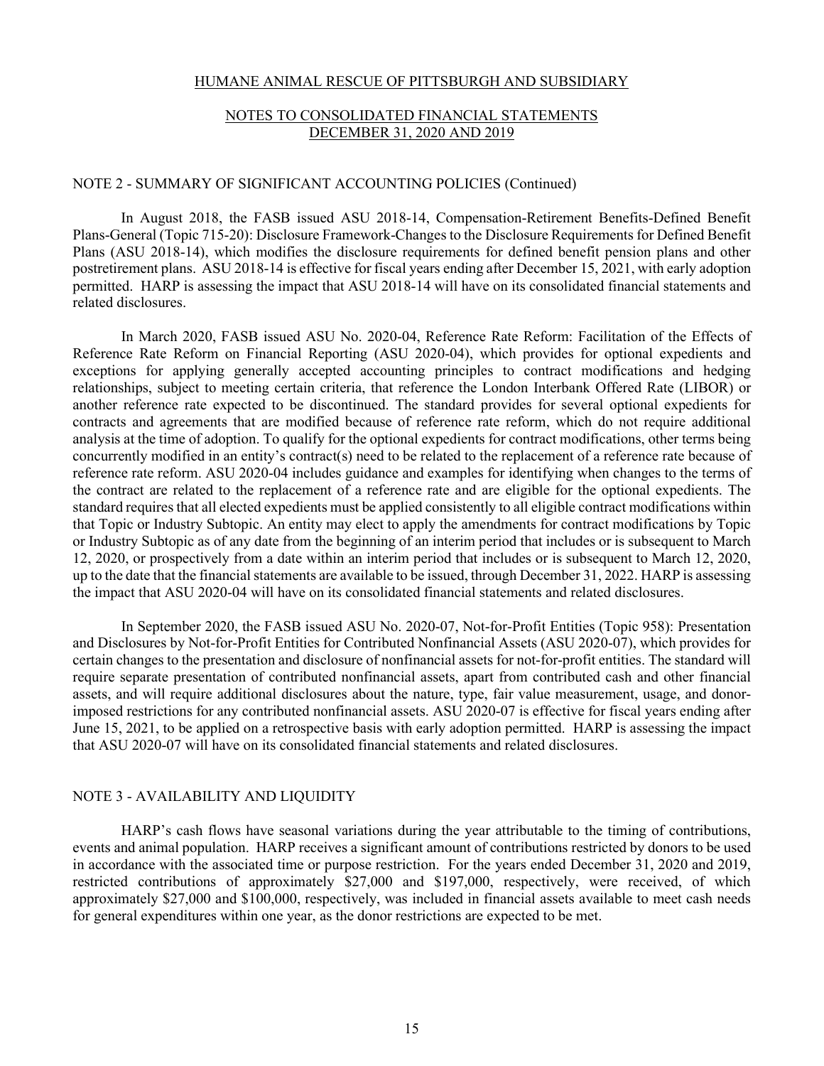HUMANE ANIMAL RESCUE OF PITTSBURGH AND SUBSIDIARY

NOTES TO CONSOLIDATED FINANCIAL STATEMENTS
DECEMBER 31, 2020 AND 2019

## NOTE 2 - SUMMARY OF SIGNIFICANT ACCOUNTING POLICIES (Continued)

In August 2018, the FASB issued ASU 2018-14, Compensation-Retirement Benefits-Defined Benefit Plans-General (Topic 715-20): Disclosure Framework-Changes to the Disclosure Requirements for Defined Benefit Plans (ASU 2018-14), which modifies the disclosure requirements for defined benefit pension plans and other postretirement plans. ASU 2018-14 is effective for fiscal years ending after December 15, 2021, with early adoption permitted. HARP is assessing the impact that ASU 2018-14 will have on its consolidated financial statements and related disclosures.

In March 2020, FASB issued ASU No. 2020-04, Reference Rate Reform: Facilitation of the Effects of Reference Rate Reform on Financial Reporting (ASU 2020-04), which provides for optional expedients and exceptions for applying generally accepted accounting principles to contract modifications and hedging relationships, subject to meeting certain criteria, that reference the London Interbank Offered Rate (LIBOR) or another reference rate expected to be discontinued. The standard provides for several optional expedients for contracts and agreements that are modified because of reference rate reform, which do not require additional analysis at the time of adoption. To qualify for the optional expedients for contract modifications, other terms being concurrently modified in an entity's contract(s) need to be related to the replacement of a reference rate because of reference rate reform. ASU 2020-04 includes guidance and examples for identifying when changes to the terms of the contract are related to the replacement of a reference rate and are eligible for the optional expedients. The standard requires that all elected expedients must be applied consistently to all eligible contract modifications within that Topic or Industry Subtopic. An entity may elect to apply the amendments for contract modifications by Topic or Industry Subtopic as of any date from the beginning of an interim period that includes or is subsequent to March 12, 2020, or prospectively from a date within an interim period that includes or is subsequent to March 12, 2020, up to the date that the financial statements are available to be issued, through December 31, 2022. HARP is assessing the impact that ASU 2020-04 will have on its consolidated financial statements and related disclosures.

In September 2020, the FASB issued ASU No. 2020-07, Not-for-Profit Entities (Topic 958): Presentation and Disclosures by Not-for-Profit Entities for Contributed Nonfinancial Assets (ASU 2020-07), which provides for certain changes to the presentation and disclosure of nonfinancial assets for not-for-profit entities. The standard will require separate presentation of contributed nonfinancial assets, apart from contributed cash and other financial assets, and will require additional disclosures about the nature, type, fair value measurement, usage, and donor-imposed restrictions for any contributed nonfinancial assets. ASU 2020-07 is effective for fiscal years ending after June 15, 2021, to be applied on a retrospective basis with early adoption permitted. HARP is assessing the impact that ASU 2020-07 will have on its consolidated financial statements and related disclosures.

## NOTE 3 - AVAILABILITY AND LIQUIDITY

HARP's cash flows have seasonal variations during the year attributable to the timing of contributions, events and animal population. HARP receives a significant amount of contributions restricted by donors to be used in accordance with the associated time or purpose restriction. For the years ended December 31, 2020 and 2019, restricted contributions of approximately $27,000 and $197,000, respectively, were received, of which approximately $27,000 and $100,000, respectively, was included in financial assets available to meet cash needs for general expenditures within one year, as the donor restrictions are expected to be met.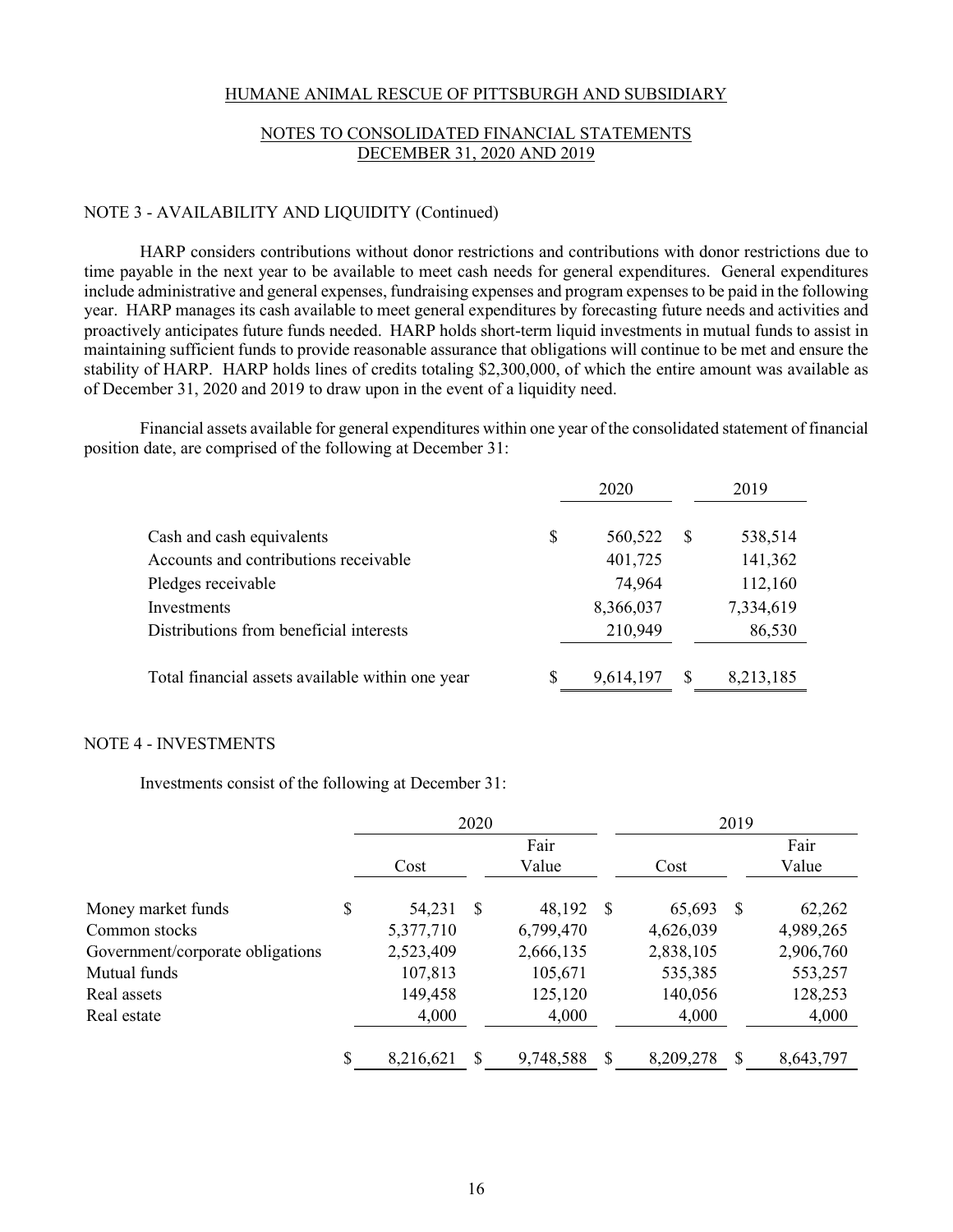## NOTE 3 - AVAILABILITY AND LIQUIDITY (Continued)

HARP considers contributions without donor restrictions and contributions with donor restrictions due to time payable in the next year to be available to meet cash needs for general expenditures. General expenditures include administrative and general expenses, fundraising expenses and program expenses to be paid in the following year. HARP manages its cash available to meet general expenditures by forecasting future needs and activities and proactively anticipates future funds needed. HARP holds short-term liquid investments in mutual funds to assist in maintaining sufficient funds to provide reasonable assurance that obligations will continue to be met and ensure the stability of HARP. HARP holds lines of credits totaling $2,300,000, of which the entire amount was available as of December 31, 2020 and 2019 to draw upon in the event of a liquidity need.

Financial assets available for general expenditures within one year of the consolidated statement of financial position date, are comprised of the following at December 31:

| | 2020 | 2019 |
|---|---|---|
| Cash and cash equivalents | $ 560,522 | $ 538,514 |
| Accounts and contributions receivable | 401,725 | 141,362 |
| Pledges receivable | 74,964 | 112,160 |
| Investments | 8,366,037 | 7,334,619 |
| Distributions from beneficial interests | 210,949 | 86,530 |
| Total financial assets available within one year | $ 9,614,197 | $ 8,213,185 |

## NOTE 4 - INVESTMENTS

Investments consist of the following at December 31:

| | 2020 | | 2019 | |
|---|---|---|---|---|
| | Cost | Fair Value | Cost | Fair Value |
| Money market funds | $ 54,231 | $ 48,192 | $ 65,693 | $ 62,262 |
| Common stocks | 5,377,710 | 6,799,470 | 4,626,039 | 4,989,265 |
| Government/corporate obligations | 2,523,409 | 2,666,135 | 2,838,105 | 2,906,760 |
| Mutual funds | 107,813 | 105,671 | 535,385 | 553,257 |
| Real assets | 149,458 | 125,120 | 140,056 | 128,253 |
| Real estate | 4,000 | 4,000 | 4,000 | 4,000 |
| | $ 8,216,621 | $ 9,748,588 | $ 8,209,278 | $ 8,643,797 |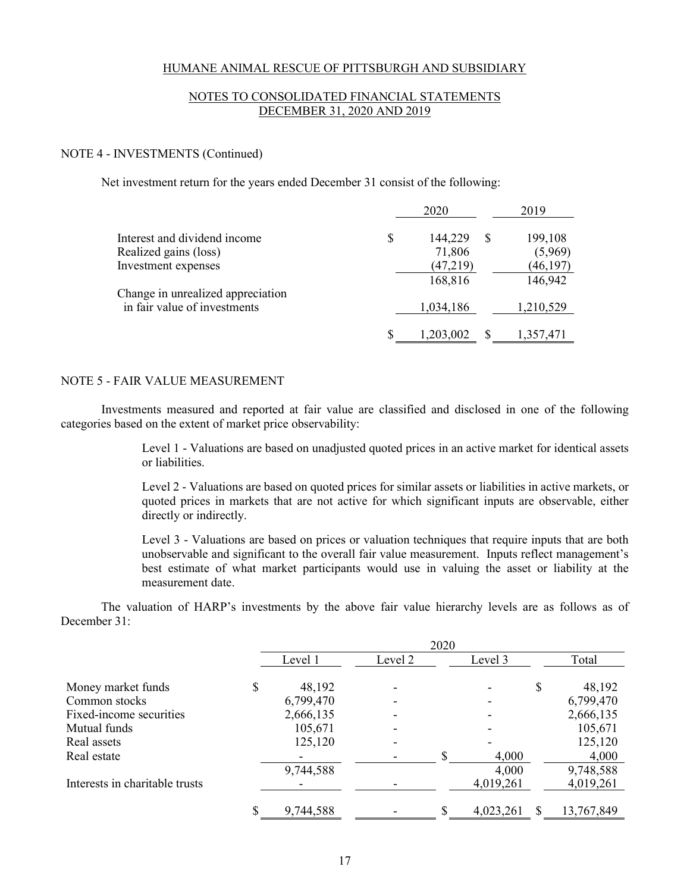HUMANE ANIMAL RESCUE OF PITTSBURGH AND SUBSIDIARY

NOTES TO CONSOLIDATED FINANCIAL STATEMENTS
DECEMBER 31, 2020 AND 2019

## NOTE 4 - INVESTMENTS (Continued)

Net investment return for the years ended December 31 consist of the following:

| | 2020 | 2019 |
|---|---|---|
| Interest and dividend income | $ 144,229 | $ 199,108 |
| Realized gains (loss) | 71,806 | (5,969) |
| Investment expenses | (47,219) | (46,197) |
| | 168,816 | 146,942 |
| Change in unrealized appreciation in fair value of investments | 1,034,186 | 1,210,529 |
| | $ 1,203,002 | $ 1,357,471 |

## NOTE 5 - FAIR VALUE MEASUREMENT

Investments measured and reported at fair value are classified and disclosed in one of the following categories based on the extent of market price observability:

> Level 1 - Valuations are based on unadjusted quoted prices in an active market for identical assets or liabilities.
>
> Level 2 - Valuations are based on quoted prices for similar assets or liabilities in active markets, or quoted prices in markets that are not active for which significant inputs are observable, either directly or indirectly.
>
> Level 3 - Valuations are based on prices or valuation techniques that require inputs that are both unobservable and significant to the overall fair value measurement. Inputs reflect management's best estimate of what market participants would use in valuing the asset or liability at the measurement date.

The valuation of HARP's investments by the above fair value hierarchy levels are as follows as of December 31:

| | 2020 | | | |
|---|---|---|---|---|
| | Level 1 | Level 2 | Level 3 | Total |
| Money market funds | $ 48,192 | - | - | $ 48,192 |
| Common stocks | 6,799,470 | - | - | 6,799,470 |
| Fixed-income securities | 2,666,135 | - | - | 2,666,135 |
| Mutual funds | 105,671 | - | - | 105,671 |
| Real assets | 125,120 | - | - | 125,120 |
| Real estate | - | - | $ 4,000 | 4,000 |
| | 9,744,588 | | 4,000 | 9,748,588 |
| Interests in charitable trusts | - | - | 4,019,261 | 4,019,261 |
| | $ 9,744,588 | - | $ 4,023,261 | $ 13,767,849 |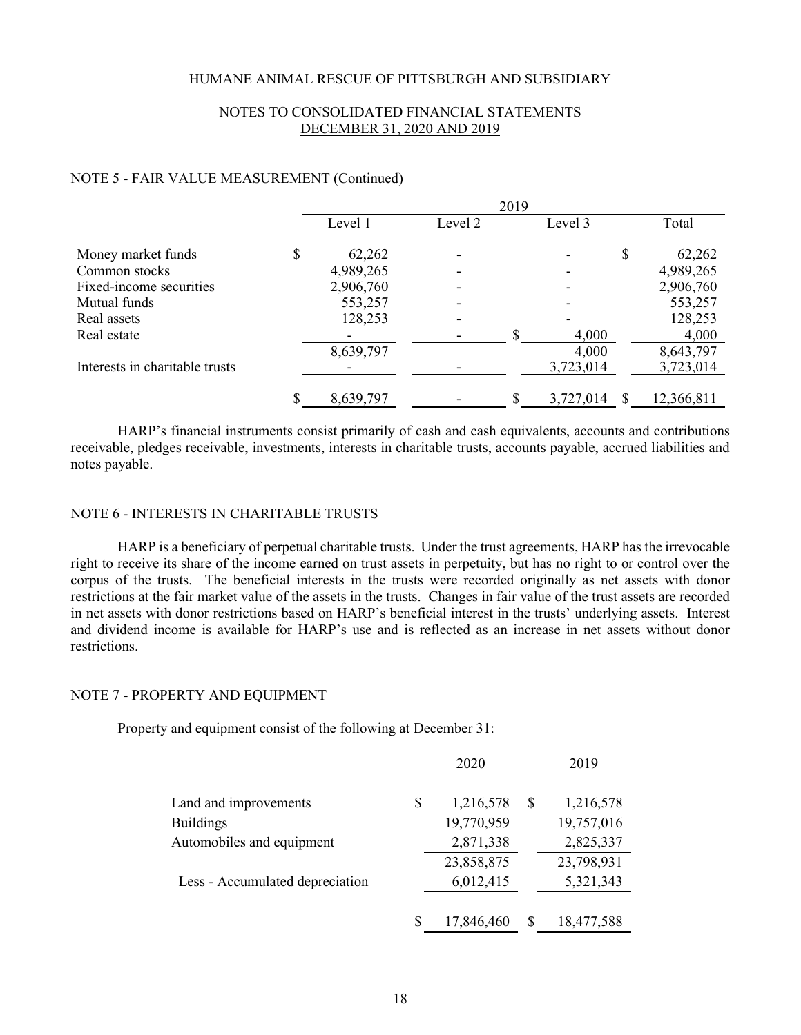HUMANE ANIMAL RESCUE OF PITTSBURGH AND SUBSIDIARY

NOTES TO CONSOLIDATED FINANCIAL STATEMENTS
DECEMBER 31, 2020 AND 2019

## NOTE 5 - FAIR VALUE MEASUREMENT (Continued)

| | 2019 | | | |
|---|---|---|---|---|
| | Level 1 | Level 2 | Level 3 | Total |
| Money market funds | $ 62,262 | - | - | $ 62,262 |
| Common stocks | 4,989,265 | - | - | 4,989,265 |
| Fixed-income securities | 2,906,760 | - | - | 2,906,760 |
| Mutual funds | 553,257 | - | - | 553,257 |
| Real assets | 128,253 | - | - | 128,253 |
| Real estate | - | - | $ 4,000 | 4,000 |
| | 8,639,797 | | 4,000 | 8,643,797 |
| Interests in charitable trusts | - | - | 3,723,014 | 3,723,014 |
| | $ 8,639,797 | - | $ 3,727,014 | $ 12,366,811 |

HARP's financial instruments consist primarily of cash and cash equivalents, accounts and contributions receivable, pledges receivable, investments, interests in charitable trusts, accounts payable, accrued liabilities and notes payable.

## NOTE 6 - INTERESTS IN CHARITABLE TRUSTS

HARP is a beneficiary of perpetual charitable trusts. Under the trust agreements, HARP has the irrevocable right to receive its share of the income earned on trust assets in perpetuity, but has no right to or control over the corpus of the trusts. The beneficial interests in the trusts were recorded originally as net assets with donor restrictions at the fair market value of the assets in the trusts. Changes in fair value of the trust assets are recorded in net assets with donor restrictions based on HARP's beneficial interest in the trusts' underlying assets. Interest and dividend income is available for HARP's use and is reflected as an increase in net assets without donor restrictions.

## NOTE 7 - PROPERTY AND EQUIPMENT

Property and equipment consist of the following at December 31:

| | 2020 | 2019 |
|---|---|---|
| Land and improvements | $ 1,216,578 | $ 1,216,578 |
| Buildings | 19,770,959 | 19,757,016 |
| Automobiles and equipment | 2,871,338 | 2,825,337 |
| | 23,858,875 | 23,798,931 |
| Less - Accumulated depreciation | 6,012,415 | 5,321,343 |
| | $ 17,846,460 | $ 18,477,588 |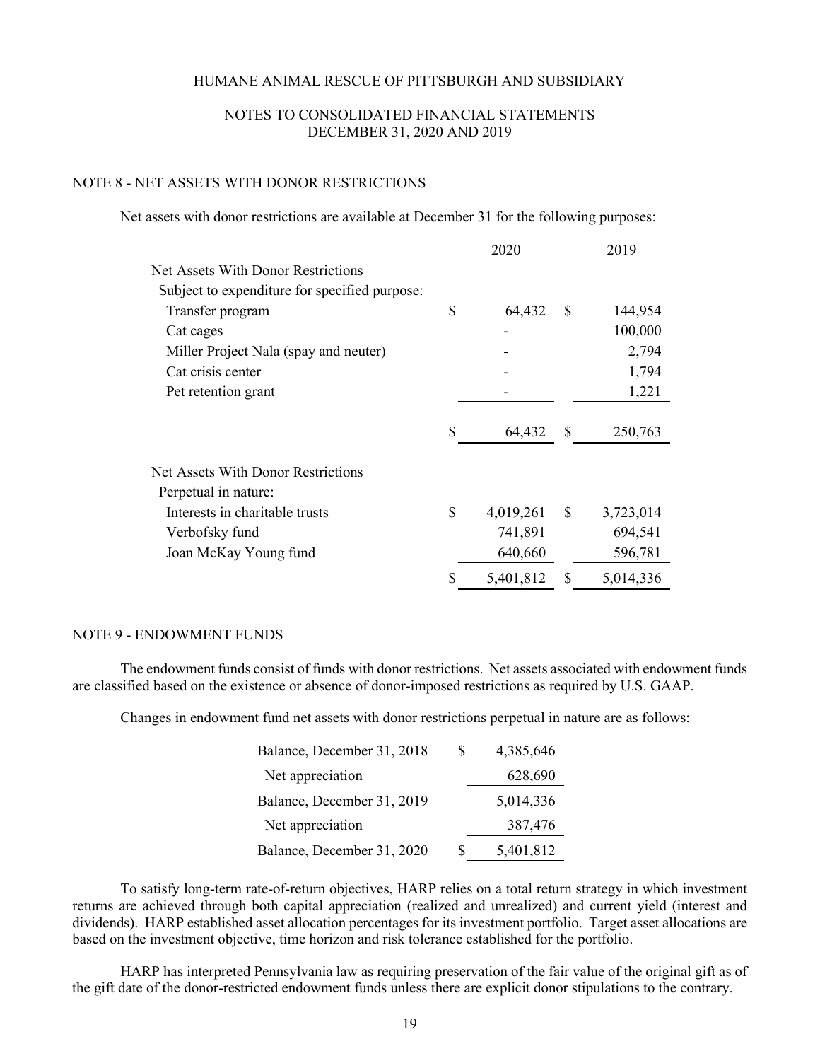HUMANE ANIMAL RESCUE OF PITTSBURGH AND SUBSIDIARY

NOTES TO CONSOLIDATED FINANCIAL STATEMENTS
DECEMBER 31, 2020 AND 2019

## NOTE 8 - NET ASSETS WITH DONOR RESTRICTIONS

Net assets with donor restrictions are available at December 31 for the following purposes:

| | 2020 | 2019 |
|---|---|---|
| Net Assets With Donor Restrictions | | |
| Subject to expenditure for specified purpose: | | |
| Transfer program | $ 64,432 | $ 144,954 |
| Cat cages | - | 100,000 |
| Miller Project Nala (spay and neuter) | - | 2,794 |
| Cat crisis center | - | 1,794 |
| Pet retention grant | - | 1,221 |
| | $ 64,432 | $ 250,763 |
| Net Assets With Donor Restrictions | | |
| Perpetual in nature: | | |
| Interests in charitable trusts | $ 4,019,261 | $ 3,723,014 |
| Verbofsky fund | 741,891 | 694,541 |
| Joan McKay Young fund | 640,660 | 596,781 |
| | $ 5,401,812 | $ 5,014,336 |

## NOTE 9 - ENDOWMENT FUNDS

The endowment funds consist of funds with donor restrictions. Net assets associated with endowment funds are classified based on the existence or absence of donor-imposed restrictions as required by U.S. GAAP.

Changes in endowment fund net assets with donor restrictions perpetual in nature are as follows:

| | |
|---|---|
| Balance, December 31, 2018 | $ 4,385,646 |
| Net appreciation | 628,690 |
| Balance, December 31, 2019 | 5,014,336 |
| Net appreciation | 387,476 |
| Balance, December 31, 2020 | $ 5,401,812 |

To satisfy long-term rate-of-return objectives, HARP relies on a total return strategy in which investment returns are achieved through both capital appreciation (realized and unrealized) and current yield (interest and dividends). HARP established asset allocation percentages for its investment portfolio. Target asset allocations are based on the investment objective, time horizon and risk tolerance established for the portfolio.

HARP has interpreted Pennsylvania law as requiring preservation of the fair value of the original gift as of the gift date of the donor-restricted endowment funds unless there are explicit donor stipulations to the contrary.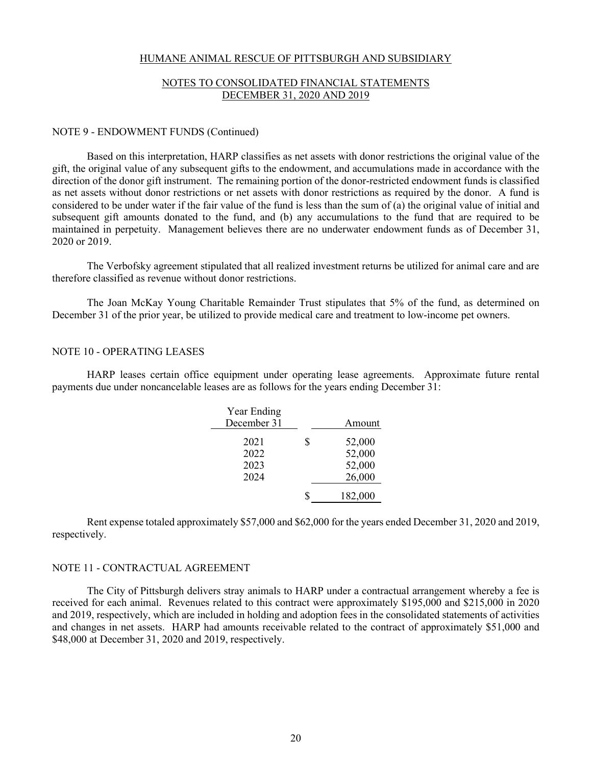HUMANE ANIMAL RESCUE OF PITTSBURGH AND SUBSIDIARY

NOTES TO CONSOLIDATED FINANCIAL STATEMENTS
DECEMBER 31, 2020 AND 2019

## NOTE 9 - ENDOWMENT FUNDS (Continued)

Based on this interpretation, HARP classifies as net assets with donor restrictions the original value of the gift, the original value of any subsequent gifts to the endowment, and accumulations made in accordance with the direction of the donor gift instrument. The remaining portion of the donor-restricted endowment funds is classified as net assets without donor restrictions or net assets with donor restrictions as required by the donor. A fund is considered to be under water if the fair value of the fund is less than the sum of (a) the original value of initial and subsequent gift amounts donated to the fund, and (b) any accumulations to the fund that are required to be maintained in perpetuity. Management believes there are no underwater endowment funds as of December 31, 2020 or 2019.

The Verbofsky agreement stipulated that all realized investment returns be utilized for animal care and are therefore classified as revenue without donor restrictions.

The Joan McKay Young Charitable Remainder Trust stipulates that 5% of the fund, as determined on December 31 of the prior year, be utilized to provide medical care and treatment to low-income pet owners.

## NOTE 10 - OPERATING LEASES

HARP leases certain office equipment under operating lease agreements. Approximate future rental payments due under noncancelable leases are as follows for the years ending December 31:

| Year Ending December 31 | Amount |
|---|---|
| 2021 | $ 52,000 |
| 2022 | 52,000 |
| 2023 | 52,000 |
| 2024 | 26,000 |
| | $ 182,000 |

Rent expense totaled approximately $57,000 and $62,000 for the years ended December 31, 2020 and 2019, respectively.

## NOTE 11 - CONTRACTUAL AGREEMENT

The City of Pittsburgh delivers stray animals to HARP under a contractual arrangement whereby a fee is received for each animal. Revenues related to this contract were approximately $195,000 and $215,000 in 2020 and 2019, respectively, which are included in holding and adoption fees in the consolidated statements of activities and changes in net assets. HARP had amounts receivable related to the contract of approximately $51,000 and $48,000 at December 31, 2020 and 2019, respectively.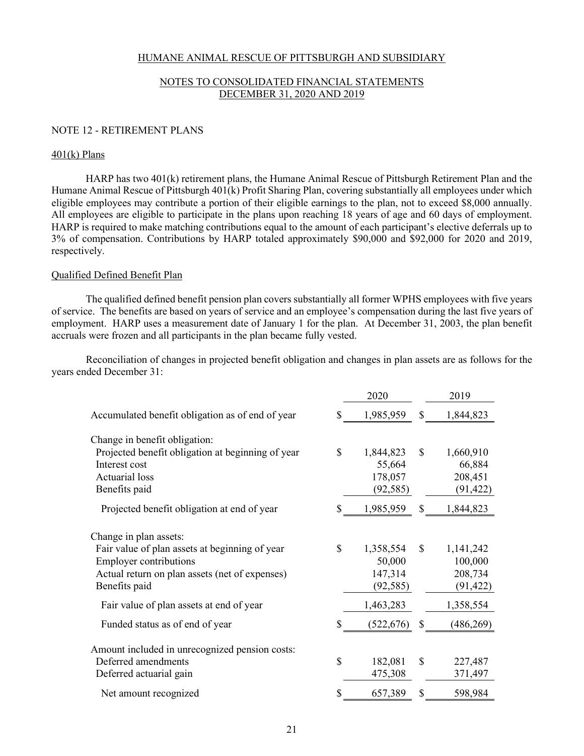# HUMANE ANIMAL RESCUE OF PITTSBURGH AND SUBSIDIARY

## NOTES TO CONSOLIDATED FINANCIAL STATEMENTS
## DECEMBER 31, 2020 AND 2019

### NOTE 12 - RETIREMENT PLANS

#### 401(k) Plans

HARP has two 401(k) retirement plans, the Humane Animal Rescue of Pittsburgh Retirement Plan and the Humane Animal Rescue of Pittsburgh 401(k) Profit Sharing Plan, covering substantially all employees under which eligible employees may contribute a portion of their eligible earnings to the plan, not to exceed $8,000 annually. All employees are eligible to participate in the plans upon reaching 18 years of age and 60 days of employment. HARP is required to make matching contributions equal to the amount of each participant's elective deferrals up to 3% of compensation. Contributions by HARP totaled approximately $90,000 and $92,000 for 2020 and 2019, respectively.

#### Qualified Defined Benefit Plan

The qualified defined benefit pension plan covers substantially all former WPHS employees with five years of service. The benefits are based on years of service and an employee's compensation during the last five years of employment. HARP uses a measurement date of January 1 for the plan. At December 31, 2003, the plan benefit accruals were frozen and all participants in the plan became fully vested.

Reconciliation of changes in projected benefit obligation and changes in plan assets are as follows for the years ended December 31:

| | 2020 | 2019 |
|---|---|---|
| Accumulated benefit obligation as of end of year | $ 1,985,959 | $ 1,844,823 |
| Change in benefit obligation: | | |
| Projected benefit obligation at beginning of year | $ 1,844,823 | $ 1,660,910 |
| Interest cost | 55,664 | 66,884 |
| Actuarial loss | 178,057 | 208,451 |
| Benefits paid | (92,585) | (91,422) |
| Projected benefit obligation at end of year | $ 1,985,959 | $ 1,844,823 |
| Change in plan assets: | | |
| Fair value of plan assets at beginning of year | $ 1,358,554 | $ 1,141,242 |
| Employer contributions | 50,000 | 100,000 |
| Actual return on plan assets (net of expenses) | 147,314 | 208,734 |
| Benefits paid | (92,585) | (91,422) |
| Fair value of plan assets at end of year | 1,463,283 | 1,358,554 |
| Funded status as of end of year | $ (522,676) | $ (486,269) |
| Amount included in unrecognized pension costs: | | |
| Deferred amendments | $ 182,081 | $ 227,487 |
| Deferred actuarial gain | 475,308 | 371,497 |
| Net amount recognized | $ 657,389 | $ 598,984 |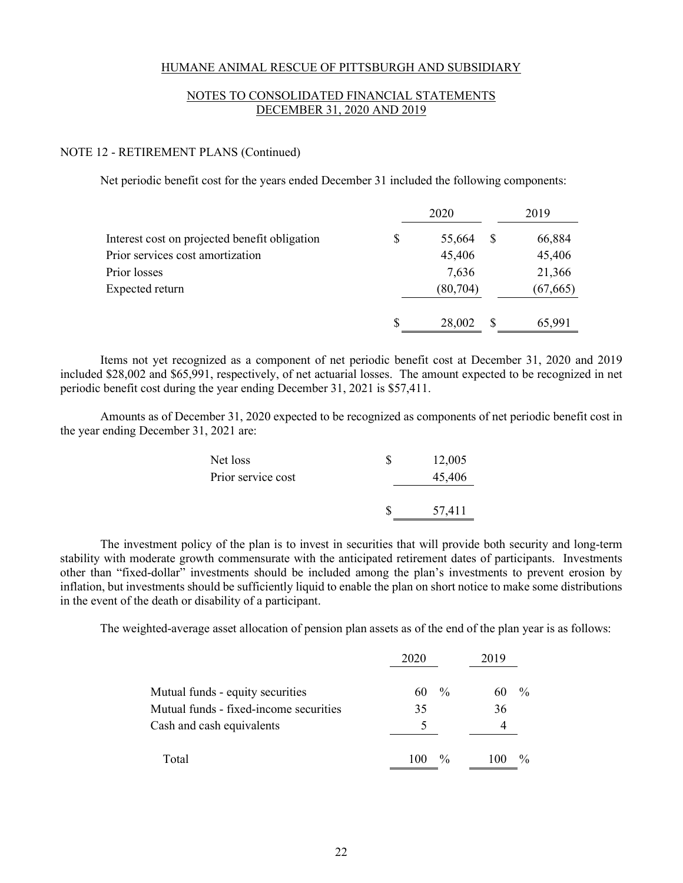HUMANE ANIMAL RESCUE OF PITTSBURGH AND SUBSIDIARY

NOTES TO CONSOLIDATED FINANCIAL STATEMENTS
DECEMBER 31, 2020 AND 2019

NOTE 12 - RETIREMENT PLANS (Continued)

Net periodic benefit cost for the years ended December 31 included the following components:

| | 2020 | 2019 |
|---|---|---|
| Interest cost on projected benefit obligation | $ 55,664 | $ 66,884 |
| Prior services cost amortization | 45,406 | 45,406 |
| Prior losses | 7,636 | 21,366 |
| Expected return | (80,704) | (67,665) |
| | $ 28,002 | $ 65,991 |

Items not yet recognized as a component of net periodic benefit cost at December 31, 2020 and 2019 included $28,002 and $65,991, respectively, of net actuarial losses. The amount expected to be recognized in net periodic benefit cost during the year ending December 31, 2021 is $57,411.

Amounts as of December 31, 2020 expected to be recognized as components of net periodic benefit cost in the year ending December 31, 2021 are:

| | |
|---|---|
| Net loss | $ 12,005 |
| Prior service cost | 45,406 |
| | $ 57,411 |

The investment policy of the plan is to invest in securities that will provide both security and long-term stability with moderate growth commensurate with the anticipated retirement dates of participants. Investments other than "fixed-dollar" investments should be included among the plan's investments to prevent erosion by inflation, but investments should be sufficiently liquid to enable the plan on short notice to make some distributions in the event of the death or disability of a participant.

The weighted-average asset allocation of pension plan assets as of the end of the plan year is as follows:

| | 2020 | 2019 |
|---|---|---|
| Mutual funds - equity securities | 60 % | 60 % |
| Mutual funds - fixed-income securities | 35 | 36 |
| Cash and cash equivalents | 5 | 4 |
| Total | 100 % | 100 % |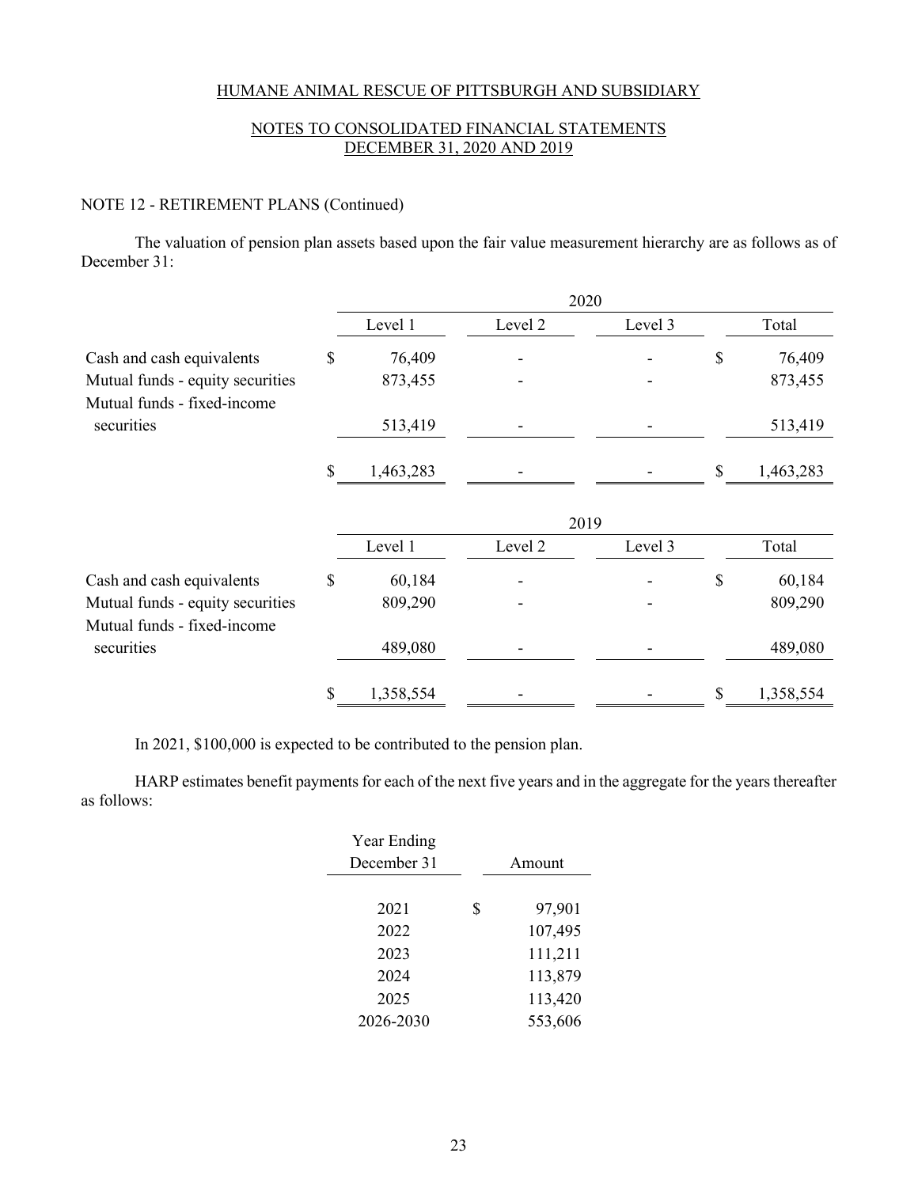HUMANE ANIMAL RESCUE OF PITTSBURGH AND SUBSIDIARY

NOTES TO CONSOLIDATED FINANCIAL STATEMENTS
DECEMBER 31, 2020 AND 2019

NOTE 12 - RETIREMENT PLANS (Continued)

The valuation of pension plan assets based upon the fair value measurement hierarchy are as follows as of December 31:

| | 2020 | | | |
|---|---|---|---|---|
| | Level 1 | Level 2 | Level 3 | Total |
| Cash and cash equivalents | $ 76,409 | - | - | $ 76,409 |
| Mutual funds - equity securities | 873,455 | - | - | 873,455 |
| Mutual funds - fixed-income securities | 513,419 | - | - | 513,419 |
| | $ 1,463,283 | - | - | $ 1,463,283 |

| | 2019 | | | |
|---|---|---|---|---|
| | Level 1 | Level 2 | Level 3 | Total |
| Cash and cash equivalents | $ 60,184 | - | - | $ 60,184 |
| Mutual funds - equity securities | 809,290 | - | - | 809,290 |
| Mutual funds - fixed-income securities | 489,080 | - | - | 489,080 |
| | $ 1,358,554 | - | - | $ 1,358,554 |

In 2021, $100,000 is expected to be contributed to the pension plan.

HARP estimates benefit payments for each of the next five years and in the aggregate for the years thereafter as follows:

| Year Ending December 31 | Amount |
|---|---|
| 2021 | $ 97,901 |
| 2022 | 107,495 |
| 2023 | 111,211 |
| 2024 | 113,879 |
| 2025 | 113,420 |
| 2026-2030 | 553,606 |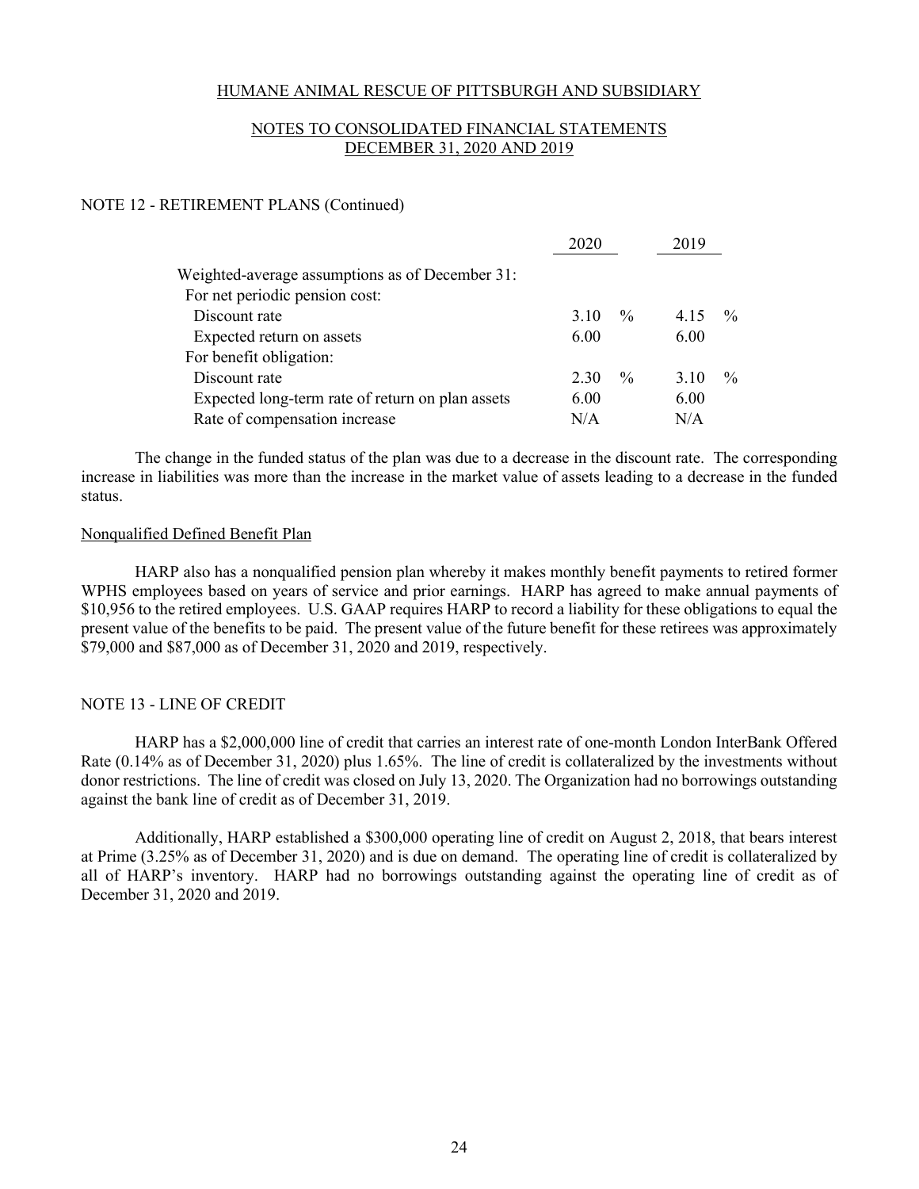HUMANE ANIMAL RESCUE OF PITTSBURGH AND SUBSIDIARY

NOTES TO CONSOLIDATED FINANCIAL STATEMENTS
DECEMBER 31, 2020 AND 2019

## NOTE 12 - RETIREMENT PLANS (Continued)

| | 2020 | | 2019 | |
|---|---|---|---|---|
| Weighted-average assumptions as of December 31: | | | | |
| For net periodic pension cost: | | | | |
| Discount rate | 3.10 | % | 4.15 | % |
| Expected return on assets | 6.00 | | 6.00 | |
| For benefit obligation: | | | | |
| Discount rate | 2.30 | % | 3.10 | % |
| Expected long-term rate of return on plan assets | 6.00 | | 6.00 | |
| Rate of compensation increase | N/A | | N/A | |

The change in the funded status of the plan was due to a decrease in the discount rate. The corresponding increase in liabilities was more than the increase in the market value of assets leading to a decrease in the funded status.

### Nonqualified Defined Benefit Plan

HARP also has a nonqualified pension plan whereby it makes monthly benefit payments to retired former WPHS employees based on years of service and prior earnings. HARP has agreed to make annual payments of $10,956 to the retired employees. U.S. GAAP requires HARP to record a liability for these obligations to equal the present value of the benefits to be paid. The present value of the future benefit for these retirees was approximately $79,000 and $87,000 as of December 31, 2020 and 2019, respectively.

## NOTE 13 - LINE OF CREDIT

HARP has a $2,000,000 line of credit that carries an interest rate of one-month London InterBank Offered Rate (0.14% as of December 31, 2020) plus 1.65%. The line of credit is collateralized by the investments without donor restrictions. The line of credit was closed on July 13, 2020. The Organization had no borrowings outstanding against the bank line of credit as of December 31, 2019.

Additionally, HARP established a $300,000 operating line of credit on August 2, 2018, that bears interest at Prime (3.25% as of December 31, 2020) and is due on demand. The operating line of credit is collateralized by all of HARP's inventory. HARP had no borrowings outstanding against the operating line of credit as of December 31, 2020 and 2019.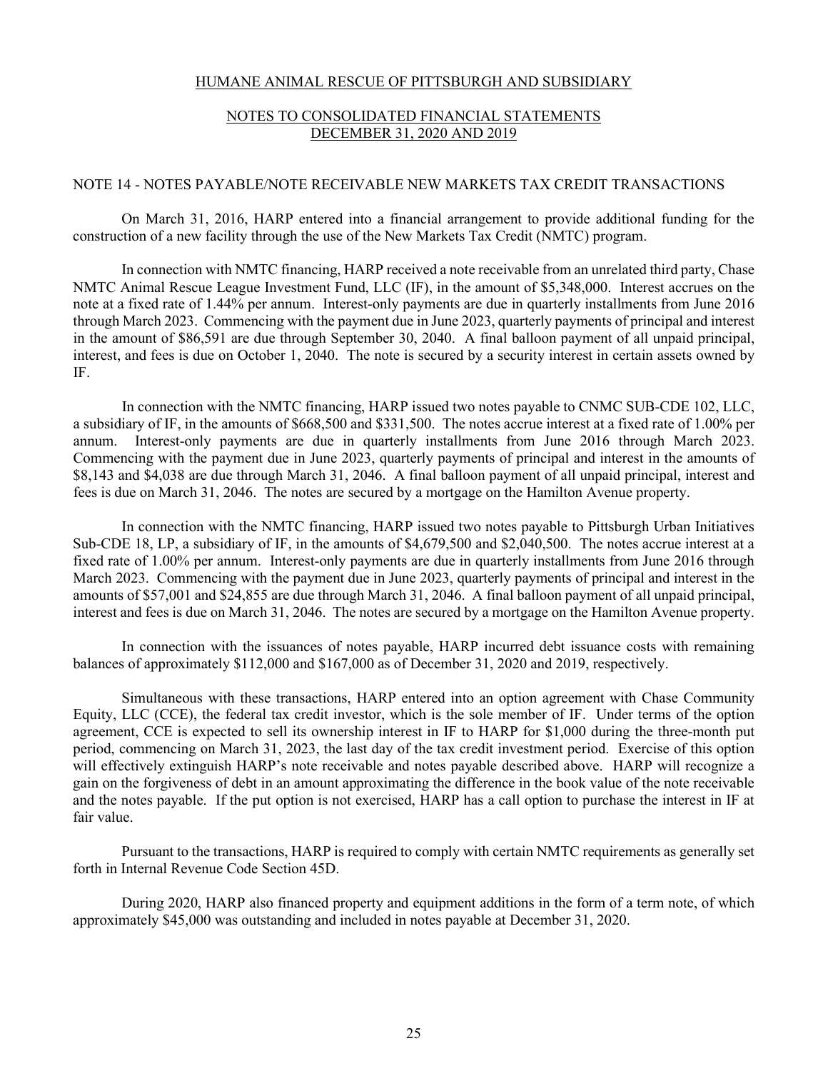## NOTE 14 - NOTES PAYABLE/NOTE RECEIVABLE NEW MARKETS TAX CREDIT TRANSACTIONS

On March 31, 2016, HARP entered into a financial arrangement to provide additional funding for the construction of a new facility through the use of the New Markets Tax Credit (NMTC) program.

In connection with NMTC financing, HARP received a note receivable from an unrelated third party, Chase NMTC Animal Rescue League Investment Fund, LLC (IF), in the amount of $5,348,000. Interest accrues on the note at a fixed rate of 1.44% per annum. Interest-only payments are due in quarterly installments from June 2016 through March 2023. Commencing with the payment due in June 2023, quarterly payments of principal and interest in the amount of $86,591 are due through September 30, 2040. A final balloon payment of all unpaid principal, interest, and fees is due on October 1, 2040. The note is secured by a security interest in certain assets owned by IF.

In connection with the NMTC financing, HARP issued two notes payable to CNMC SUB-CDE 102, LLC, a subsidiary of IF, in the amounts of $668,500 and $331,500. The notes accrue interest at a fixed rate of 1.00% per annum. Interest-only payments are due in quarterly installments from June 2016 through March 2023. Commencing with the payment due in June 2023, quarterly payments of principal and interest in the amounts of $8,143 and $4,038 are due through March 31, 2046. A final balloon payment of all unpaid principal, interest and fees is due on March 31, 2046. The notes are secured by a mortgage on the Hamilton Avenue property.

In connection with the NMTC financing, HARP issued two notes payable to Pittsburgh Urban Initiatives Sub-CDE 18, LP, a subsidiary of IF, in the amounts of $4,679,500 and $2,040,500. The notes accrue interest at a fixed rate of 1.00% per annum. Interest-only payments are due in quarterly installments from June 2016 through March 2023. Commencing with the payment due in June 2023, quarterly payments of principal and interest in the amounts of $57,001 and $24,855 are due through March 31, 2046. A final balloon payment of all unpaid principal, interest and fees is due on March 31, 2046. The notes are secured by a mortgage on the Hamilton Avenue property.

In connection with the issuances of notes payable, HARP incurred debt issuance costs with remaining balances of approximately $112,000 and $167,000 as of December 31, 2020 and 2019, respectively.

Simultaneous with these transactions, HARP entered into an option agreement with Chase Community Equity, LLC (CCE), the federal tax credit investor, which is the sole member of IF. Under terms of the option agreement, CCE is expected to sell its ownership interest in IF to HARP for $1,000 during the three-month put period, commencing on March 31, 2023, the last day of the tax credit investment period. Exercise of this option will effectively extinguish HARP's note receivable and notes payable described above. HARP will recognize a gain on the forgiveness of debt in an amount approximating the difference in the book value of the note receivable and the notes payable. If the put option is not exercised, HARP has a call option to purchase the interest in IF at fair value.

Pursuant to the transactions, HARP is required to comply with certain NMTC requirements as generally set forth in Internal Revenue Code Section 45D.

During 2020, HARP also financed property and equipment additions in the form of a term note, of which approximately $45,000 was outstanding and included in notes payable at December 31, 2020.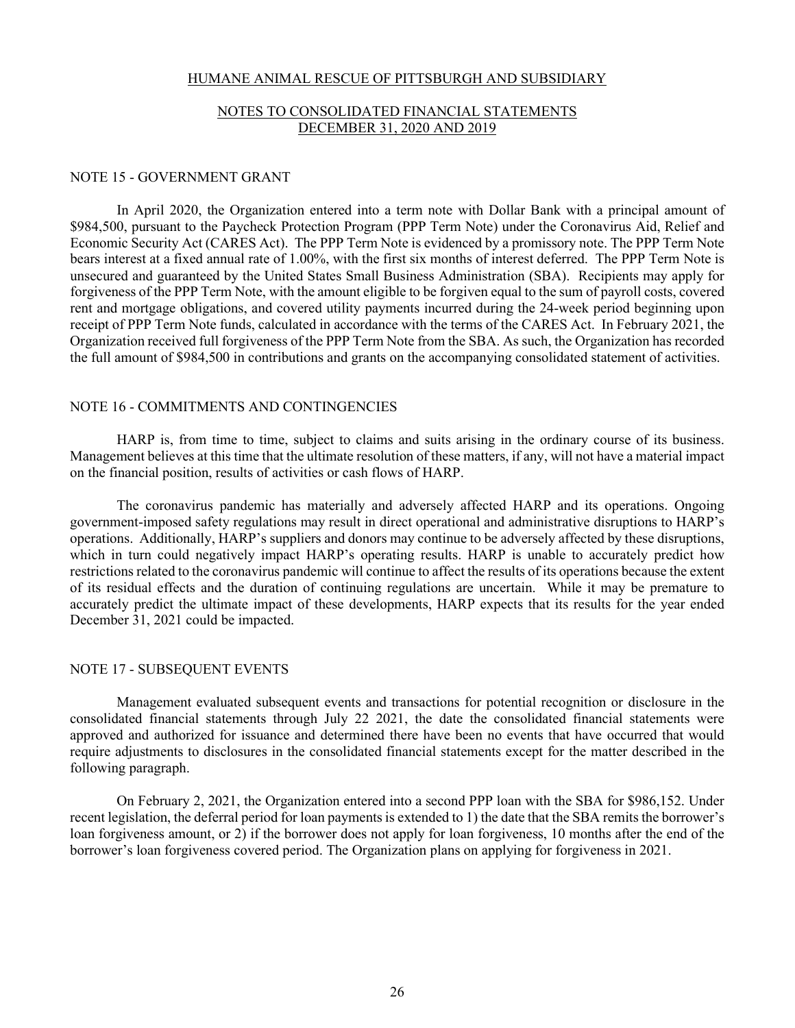## NOTE 15 - GOVERNMENT GRANT

In April 2020, the Organization entered into a term note with Dollar Bank with a principal amount of \$984,500, pursuant to the Paycheck Protection Program (PPP Term Note) under the Coronavirus Aid, Relief and Economic Security Act (CARES Act). The PPP Term Note is evidenced by a promissory note. The PPP Term Note bears interest at a fixed annual rate of 1.00%, with the first six months of interest deferred. The PPP Term Note is unsecured and guaranteed by the United States Small Business Administration (SBA). Recipients may apply for forgiveness of the PPP Term Note, with the amount eligible to be forgiven equal to the sum of payroll costs, covered rent and mortgage obligations, and covered utility payments incurred during the 24-week period beginning upon receipt of PPP Term Note funds, calculated in accordance with the terms of the CARES Act. In February 2021, the Organization received full forgiveness of the PPP Term Note from the SBA. As such, the Organization has recorded the full amount of \$984,500 in contributions and grants on the accompanying consolidated statement of activities.

## NOTE 16 - COMMITMENTS AND CONTINGENCIES

HARP is, from time to time, subject to claims and suits arising in the ordinary course of its business. Management believes at this time that the ultimate resolution of these matters, if any, will not have a material impact on the financial position, results of activities or cash flows of HARP.

The coronavirus pandemic has materially and adversely affected HARP and its operations. Ongoing government-imposed safety regulations may result in direct operational and administrative disruptions to HARP's operations. Additionally, HARP's suppliers and donors may continue to be adversely affected by these disruptions, which in turn could negatively impact HARP's operating results. HARP is unable to accurately predict how restrictions related to the coronavirus pandemic will continue to affect the results of its operations because the extent of its residual effects and the duration of continuing regulations are uncertain. While it may be premature to accurately predict the ultimate impact of these developments, HARP expects that its results for the year ended December 31, 2021 could be impacted.

## NOTE 17 - SUBSEQUENT EVENTS

Management evaluated subsequent events and transactions for potential recognition or disclosure in the consolidated financial statements through July 22 2021, the date the consolidated financial statements were approved and authorized for issuance and determined there have been no events that have occurred that would require adjustments to disclosures in the consolidated financial statements except for the matter described in the following paragraph.

On February 2, 2021, the Organization entered into a second PPP loan with the SBA for \$986,152. Under recent legislation, the deferral period for loan payments is extended to 1) the date that the SBA remits the borrower's loan forgiveness amount, or 2) if the borrower does not apply for loan forgiveness, 10 months after the end of the borrower's loan forgiveness covered period. The Organization plans on applying for forgiveness in 2021.